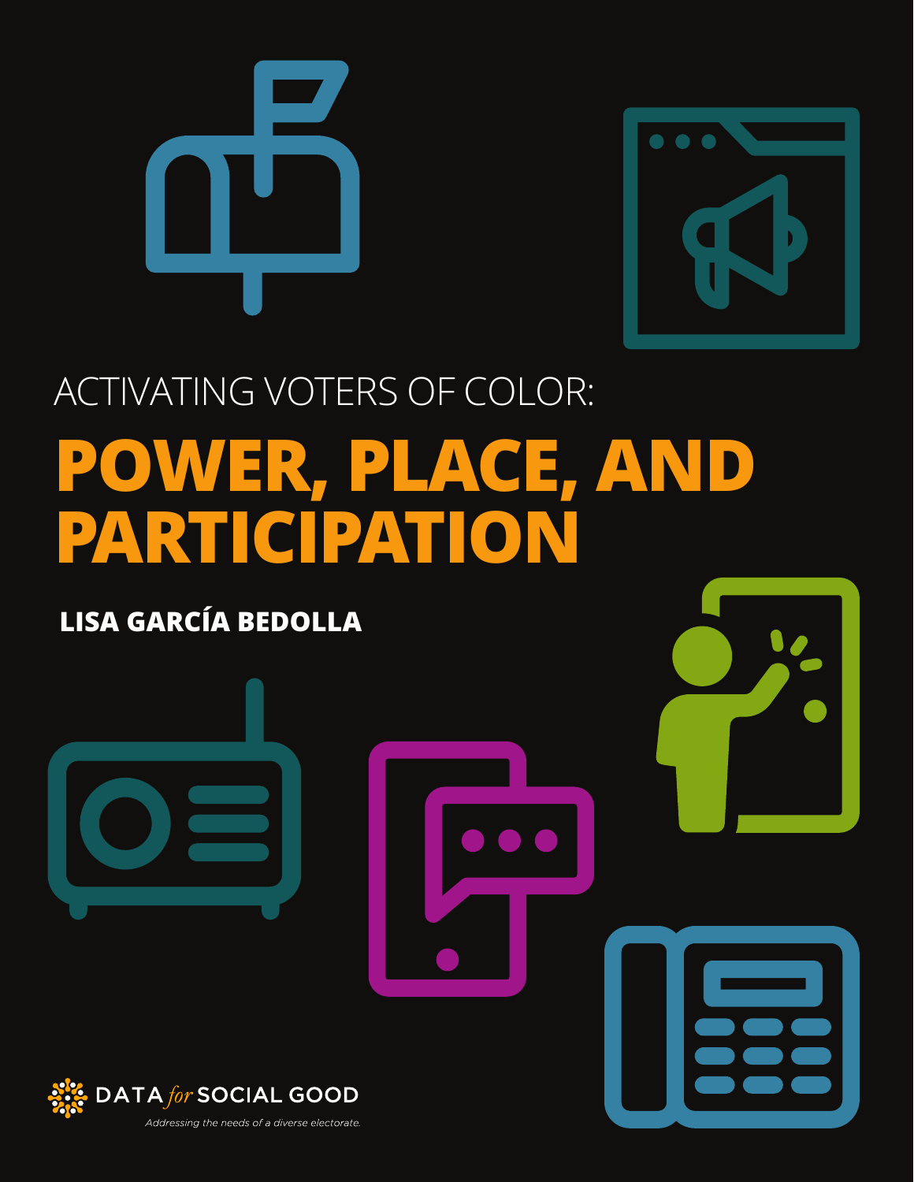ACTIVATING VOTERS OF COLOR:

# POWER, PLACE, AND PARTICIPATION

**LISA GARCÍA BEDOLLA**

DATA *for* SOCIAL GOOD

*Addressing the needs of a diverse electorate.*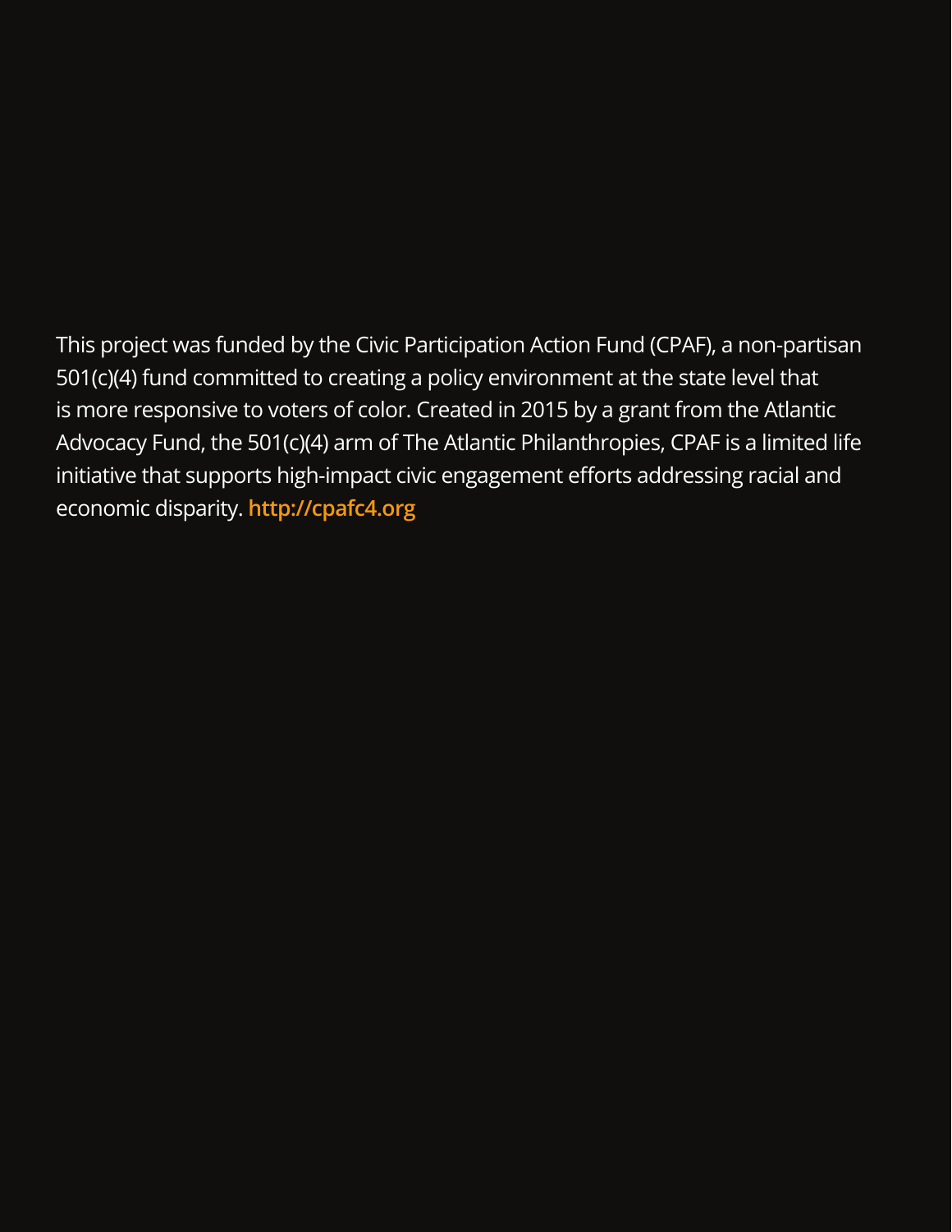This project was funded by the Civic Participation Action Fund (CPAF), a non-partisan 501(c)(4) fund committed to creating a policy environment at the state level that is more responsive to voters of color. Created in 2015 by a grant from the Atlantic Advocacy Fund, the 501(c)(4) arm of The Atlantic Philanthropies, CPAF is a limited life initiative that supports high-impact civic engagement efforts addressing racial and economic disparity. **http://cpafc4.org**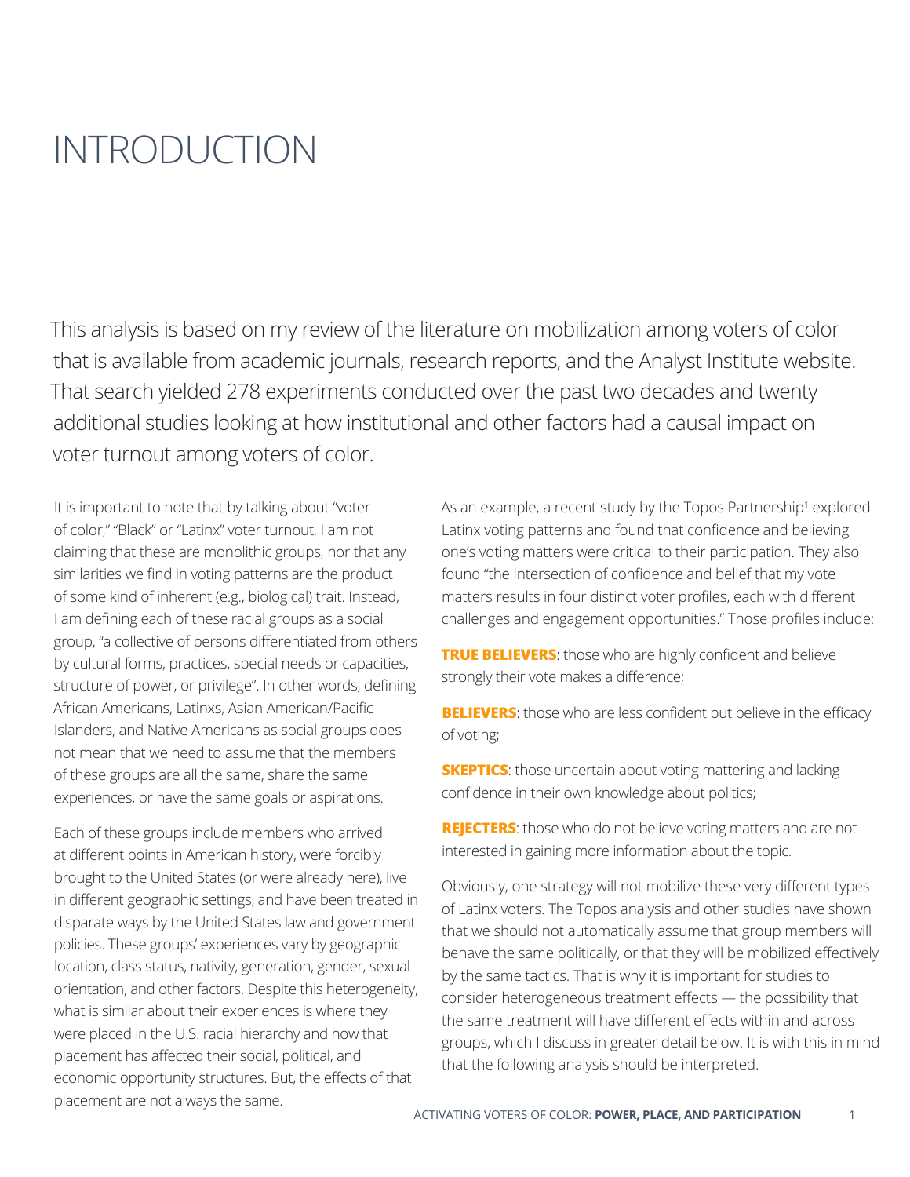# INTRODUCTION

This analysis is based on my review of the literature on mobilization among voters of color that is available from academic journals, research reports, and the Analyst Institute website. That search yielded 278 experiments conducted over the past two decades and twenty additional studies looking at how institutional and other factors had a causal impact on voter turnout among voters of color.

It is important to note that by talking about "voter of color," "Black" or "Latinx" voter turnout, I am not claiming that these are monolithic groups, nor that any similarities we find in voting patterns are the product of some kind of inherent (e.g., biological) trait. Instead, I am defining each of these racial groups as a social group, "a collective of persons differentiated from others by cultural forms, practices, special needs or capacities, structure of power, or privilege". In other words, defining African Americans, Latinxs, Asian American/Pacific Islanders, and Native Americans as social groups does not mean that we need to assume that the members of these groups are all the same, share the same experiences, or have the same goals or aspirations.

Each of these groups include members who arrived at different points in American history, were forcibly brought to the United States (or were already here), live in different geographic settings, and have been treated in disparate ways by the United States law and government policies. These groups' experiences vary by geographic location, class status, nativity, generation, gender, sexual orientation, and other factors. Despite this heterogeneity, what is similar about their experiences is where they were placed in the U.S. racial hierarchy and how that placement has affected their social, political, and economic opportunity structures. But, the effects of that placement are not always the same.

As an example, a recent study by the Topos Partnership[1] explored Latinx voting patterns and found that confidence and believing one's voting matters were critical to their participation. They also found "the intersection of confidence and belief that my vote matters results in four distinct voter profiles, each with different challenges and engagement opportunities." Those profiles include:

**TRUE BELIEVERS**: those who are highly confident and believe strongly their vote makes a difference;

**BELIEVERS**: those who are less confident but believe in the efficacy of voting;

**SKEPTICS**: those uncertain about voting mattering and lacking confidence in their own knowledge about politics;

**REJECTERS**: those who do not believe voting matters and are not interested in gaining more information about the topic.

Obviously, one strategy will not mobilize these very different types of Latinx voters. The Topos analysis and other studies have shown that we should not automatically assume that group members will behave the same politically, or that they will be mobilized effectively by the same tactics. That is why it is important for studies to consider heterogeneous treatment effects — the possibility that the same treatment will have different effects within and across groups, which I discuss in greater detail below. It is with this in mind that the following analysis should be interpreted.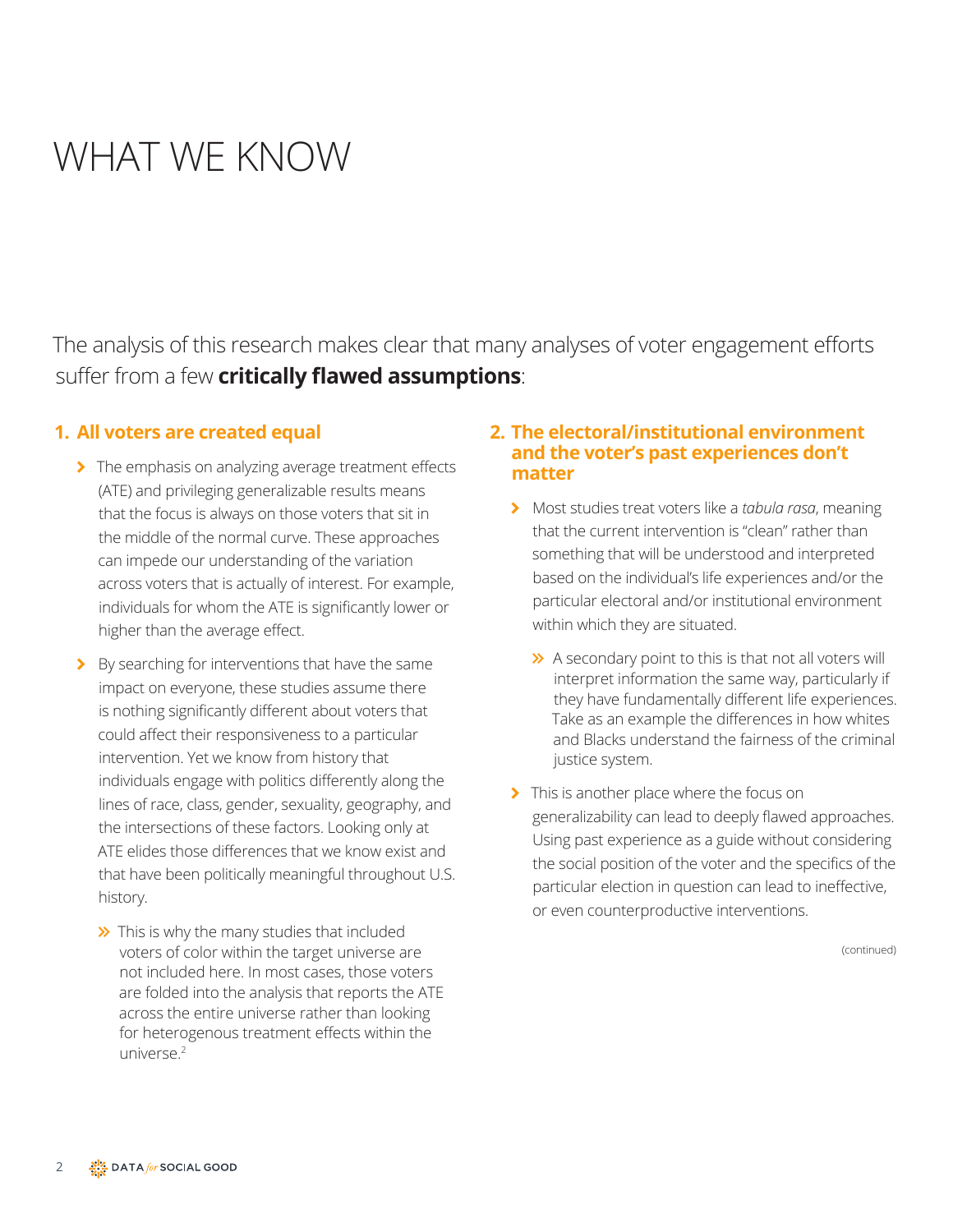# WHAT WE KNOW

The analysis of this research makes clear that many analyses of voter engagement efforts suffer from a few **critically flawed assumptions**:

## 1. All voters are created equal

- The emphasis on analyzing average treatment effects (ATE) and privileging generalizable results means that the focus is always on those voters that sit in the middle of the normal curve. These approaches can impede our understanding of the variation across voters that is actually of interest. For example, individuals for whom the ATE is significantly lower or higher than the average effect.
- By searching for interventions that have the same impact on everyone, these studies assume there is nothing significantly different about voters that could affect their responsiveness to a particular intervention. Yet we know from history that individuals engage with politics differently along the lines of race, class, gender, sexuality, geography, and the intersections of these factors. Looking only at ATE elides those differences that we know exist and that have been politically meaningful throughout U.S. history.
  - This is why the many studies that included voters of color within the target universe are not included here. In most cases, those voters are folded into the analysis that reports the ATE across the entire universe rather than looking for heterogenous treatment effects within the universe.[2]

## 2. The electoral/institutional environment and the voter's past experiences don't matter

- Most studies treat voters like a *tabula rasa*, meaning that the current intervention is "clean" rather than something that will be understood and interpreted based on the individual's life experiences and/or the particular electoral and/or institutional environment within which they are situated.
  - A secondary point to this is that not all voters will interpret information the same way, particularly if they have fundamentally different life experiences. Take as an example the differences in how whites and Blacks understand the fairness of the criminal justice system.
- This is another place where the focus on generalizability can lead to deeply flawed approaches. Using past experience as a guide without considering the social position of the voter and the specifics of the particular election in question can lead to ineffective, or even counterproductive interventions.

(continued)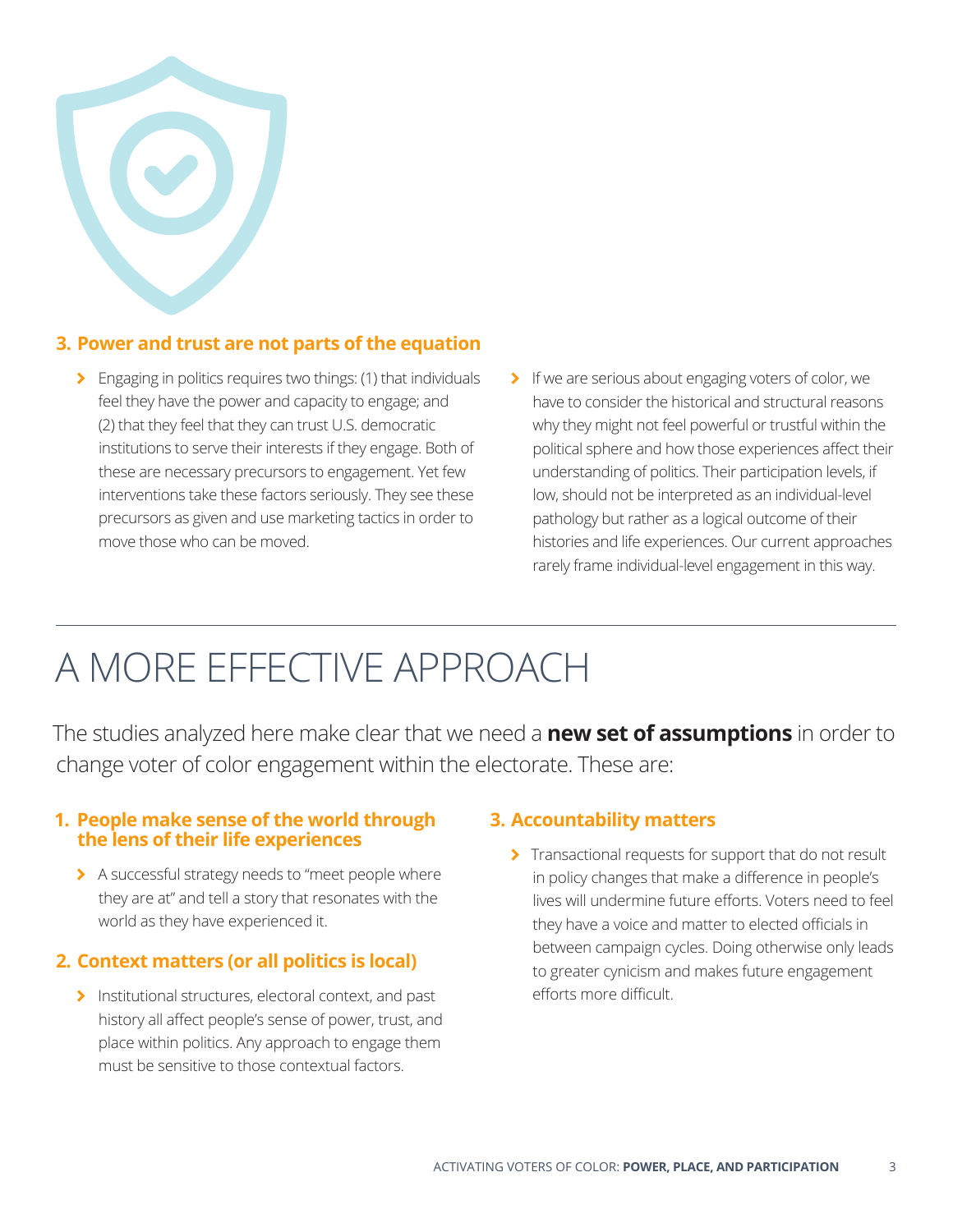### 3. Power and trust are not parts of the equation

- Engaging in politics requires two things: (1) that individuals feel they have the power and capacity to engage; and (2) that they feel that they can trust U.S. democratic institutions to serve their interests if they engage. Both of these are necessary precursors to engagement. Yet few interventions take these factors seriously. They see these precursors as given and use marketing tactics in order to move those who can be moved.
- If we are serious about engaging voters of color, we have to consider the historical and structural reasons why they might not feel powerful or trustful within the political sphere and how those experiences affect their understanding of politics. Their participation levels, if low, should not be interpreted as an individual-level pathology but rather as a logical outcome of their histories and life experiences. Our current approaches rarely frame individual-level engagement in this way.

# A MORE EFFECTIVE APPROACH

The studies analyzed here make clear that we need a **new set of assumptions** in order to change voter of color engagement within the electorate. These are:

### 1. People make sense of the world through the lens of their life experiences

- A successful strategy needs to "meet people where they are at" and tell a story that resonates with the world as they have experienced it.

### 2. Context matters (or all politics is local)

- Institutional structures, electoral context, and past history all affect people's sense of power, trust, and place within politics. Any approach to engage them must be sensitive to those contextual factors.

### 3. Accountability matters

- Transactional requests for support that do not result in policy changes that make a difference in people's lives will undermine future efforts. Voters need to feel they have a voice and matter to elected officials in between campaign cycles. Doing otherwise only leads to greater cynicism and makes future engagement efforts more difficult.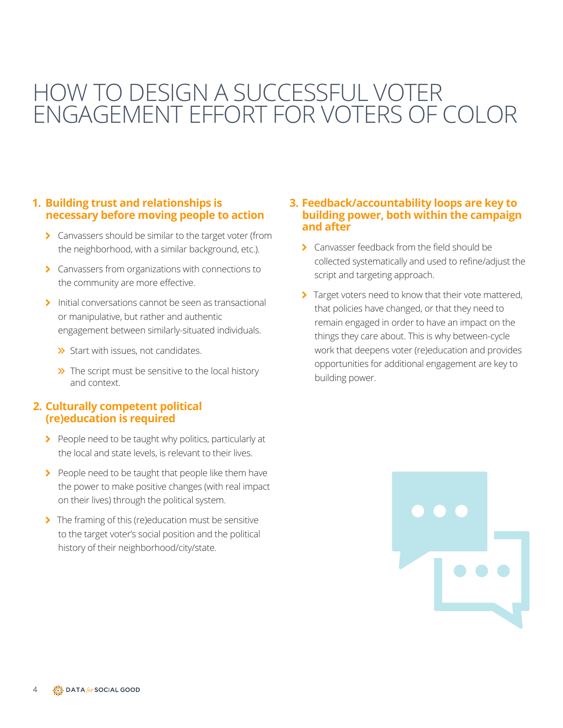# HOW TO DESIGN A SUCCESSFUL VOTER ENGAGEMENT EFFORT FOR VOTERS OF COLOR

## 1. Building trust and relationships is necessary before moving people to action

- Canvassers should be similar to the target voter (from the neighborhood, with a similar background, etc.).
- Canvassers from organizations with connections to the community are more effective.
- Initial conversations cannot be seen as transactional or manipulative, but rather and authentic engagement between similarly-situated individuals.
  - Start with issues, not candidates.
  - The script must be sensitive to the local history and context.

## 2. Culturally competent political (re)education is required

- People need to be taught why politics, particularly at the local and state levels, is relevant to their lives.
- People need to be taught that people like them have the power to make positive changes (with real impact on their lives) through the political system.
- The framing of this (re)education must be sensitive to the target voter's social position and the political history of their neighborhood/city/state.

## 3. Feedback/accountability loops are key to building power, both within the campaign and after

- Canvasser feedback from the field should be collected systematically and used to refine/adjust the script and targeting approach.
- Target voters need to know that their vote mattered, that policies have changed, or that they need to remain engaged in order to have an impact on the things they care about. This is why between-cycle work that deepens voter (re)education and provides opportunities for additional engagement are key to building power.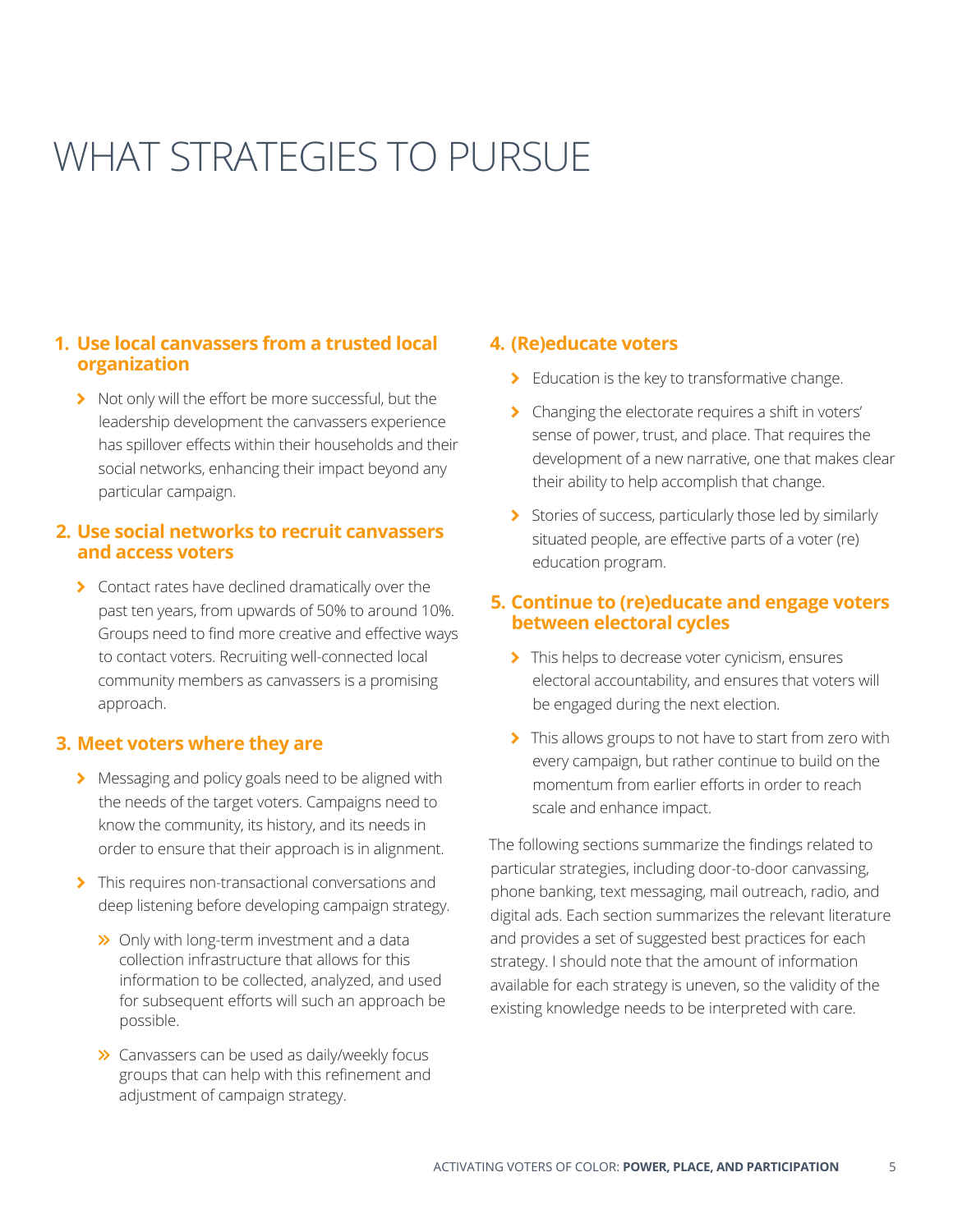# WHAT STRATEGIES TO PURSUE

### 1. Use local canvassers from a trusted local organization

- Not only will the effort be more successful, but the leadership development the canvassers experience has spillover effects within their households and their social networks, enhancing their impact beyond any particular campaign.

### 2. Use social networks to recruit canvassers and access voters

- Contact rates have declined dramatically over the past ten years, from upwards of 50% to around 10%. Groups need to find more creative and effective ways to contact voters. Recruiting well-connected local community members as canvassers is a promising approach.

### 3. Meet voters where they are

- Messaging and policy goals need to be aligned with the needs of the target voters. Campaigns need to know the community, its history, and its needs in order to ensure that their approach is in alignment.
- This requires non-transactional conversations and deep listening before developing campaign strategy.
  - Only with long-term investment and a data collection infrastructure that allows for this information to be collected, analyzed, and used for subsequent efforts will such an approach be possible.
  - Canvassers can be used as daily/weekly focus groups that can help with this refinement and adjustment of campaign strategy.

### 4. (Re)educate voters

- Education is the key to transformative change.
- Changing the electorate requires a shift in voters' sense of power, trust, and place. That requires the development of a new narrative, one that makes clear their ability to help accomplish that change.
- Stories of success, particularly those led by similarly situated people, are effective parts of a voter (re) education program.

### 5. Continue to (re)educate and engage voters between electoral cycles

- This helps to decrease voter cynicism, ensures electoral accountability, and ensures that voters will be engaged during the next election.
- This allows groups to not have to start from zero with every campaign, but rather continue to build on the momentum from earlier efforts in order to reach scale and enhance impact.

The following sections summarize the findings related to particular strategies, including door-to-door canvassing, phone banking, text messaging, mail outreach, radio, and digital ads. Each section summarizes the relevant literature and provides a set of suggested best practices for each strategy. I should note that the amount of information available for each strategy is uneven, so the validity of the existing knowledge needs to be interpreted with care.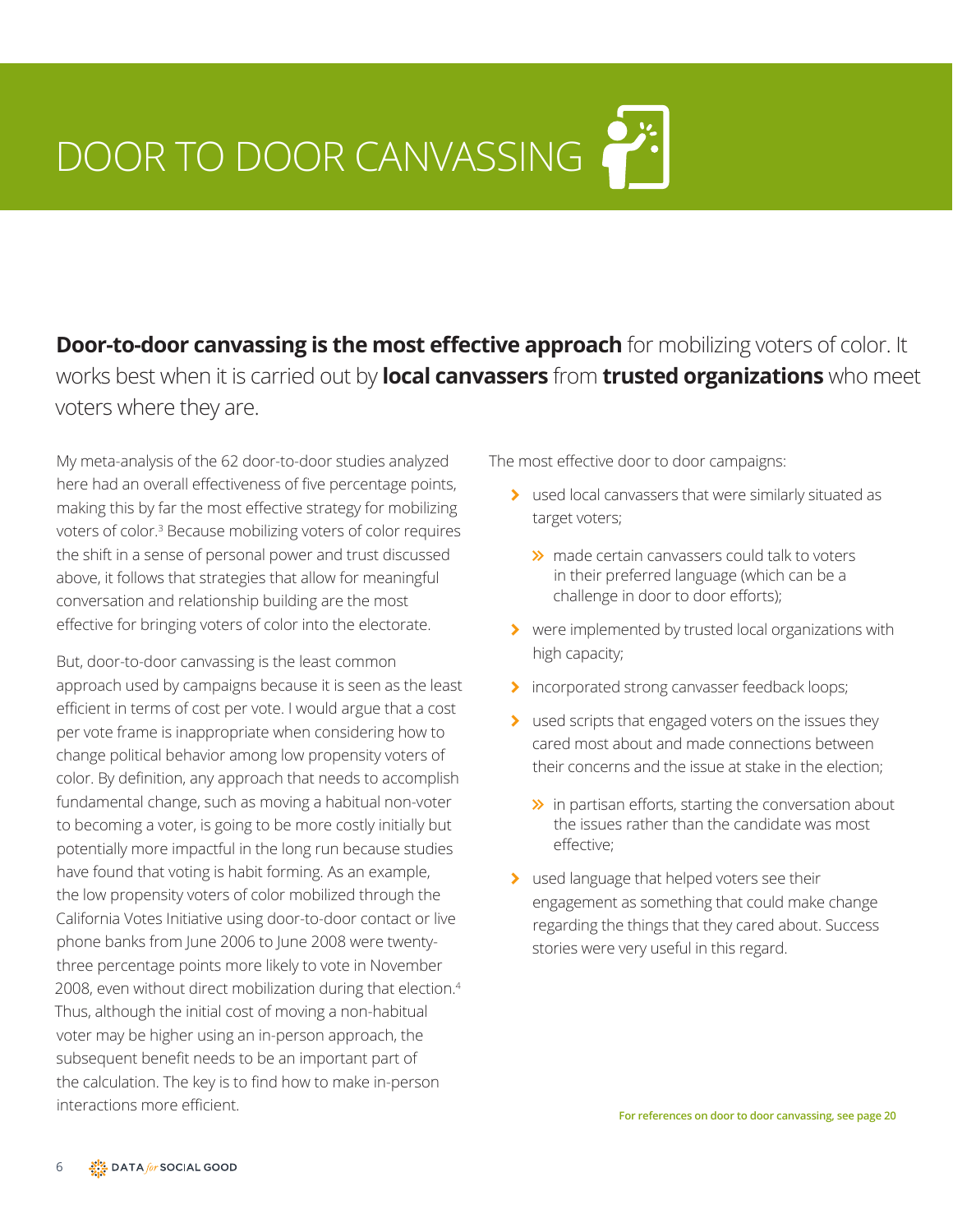# DOOR TO DOOR CANVASSING

**Door-to-door canvassing is the most effective approach** for mobilizing voters of color. It works best when it is carried out by **local canvassers** from **trusted organizations** who meet voters where they are.

My meta-analysis of the 62 door-to-door studies analyzed here had an overall effectiveness of five percentage points, making this by far the most effective strategy for mobilizing voters of color.[3] Because mobilizing voters of color requires the shift in a sense of personal power and trust discussed above, it follows that strategies that allow for meaningful conversation and relationship building are the most effective for bringing voters of color into the electorate.

But, door-to-door canvassing is the least common approach used by campaigns because it is seen as the least efficient in terms of cost per vote. I would argue that a cost per vote frame is inappropriate when considering how to change political behavior among low propensity voters of color. By definition, any approach that needs to accomplish fundamental change, such as moving a habitual non-voter to becoming a voter, is going to be more costly initially but potentially more impactful in the long run because studies have found that voting is habit forming. As an example, the low propensity voters of color mobilized through the California Votes Initiative using door-to-door contact or live phone banks from June 2006 to June 2008 were twenty-three percentage points more likely to vote in November 2008, even without direct mobilization during that election.[4] Thus, although the initial cost of moving a non-habitual voter may be higher using an in-person approach, the subsequent benefit needs to be an important part of the calculation. The key is to find how to make in-person interactions more efficient.

The most effective door to door campaigns:

- used local canvassers that were similarly situated as target voters;
  - made certain canvassers could talk to voters in their preferred language (which can be a challenge in door to door efforts);
- were implemented by trusted local organizations with high capacity;
- incorporated strong canvasser feedback loops;
- used scripts that engaged voters on the issues they cared most about and made connections between their concerns and the issue at stake in the election;
  - in partisan efforts, starting the conversation about the issues rather than the candidate was most effective;
- used language that helped voters see their engagement as something that could make change regarding the things that they cared about. Success stories were very useful in this regard.

For references on door to door canvassing, see page 20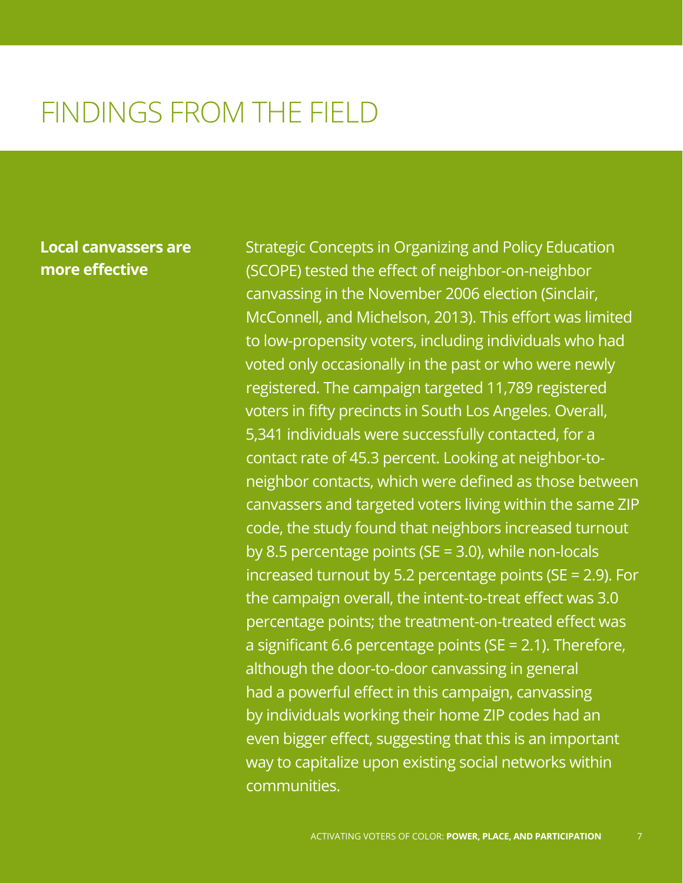# FINDINGS FROM THE FIELD

**Local canvassers are more effective**

Strategic Concepts in Organizing and Policy Education (SCOPE) tested the effect of neighbor-on-neighbor canvassing in the November 2006 election (Sinclair, McConnell, and Michelson, 2013). This effort was limited to low-propensity voters, including individuals who had voted only occasionally in the past or who were newly registered. The campaign targeted 11,789 registered voters in fifty precincts in South Los Angeles. Overall, 5,341 individuals were successfully contacted, for a contact rate of 45.3 percent. Looking at neighbor-to-neighbor contacts, which were defined as those between canvassers and targeted voters living within the same ZIP code, the study found that neighbors increased turnout by 8.5 percentage points (SE = 3.0), while non-locals increased turnout by 5.2 percentage points (SE = 2.9). For the campaign overall, the intent-to-treat effect was 3.0 percentage points; the treatment-on-treated effect was a significant 6.6 percentage points (SE = 2.1). Therefore, although the door-to-door canvassing in general had a powerful effect in this campaign, canvassing by individuals working their home ZIP codes had an even bigger effect, suggesting that this is an important way to capitalize upon existing social networks within communities.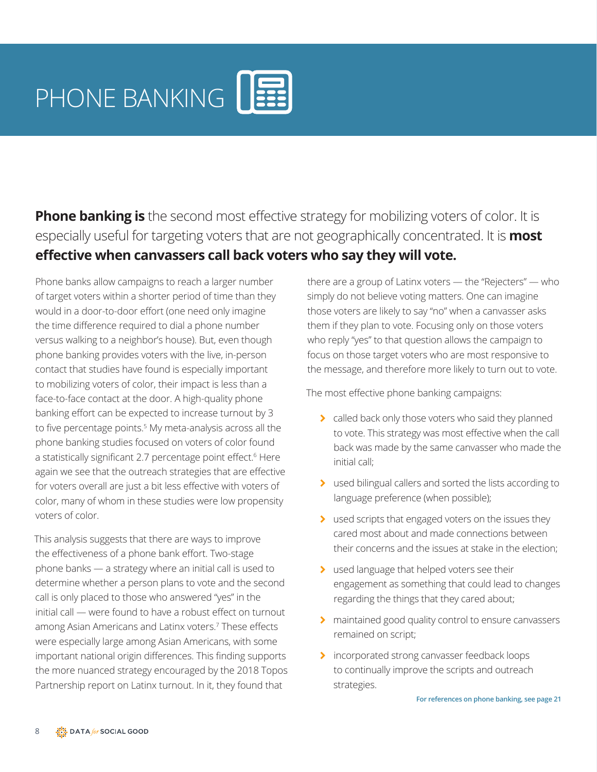# PHONE BANKING

**Phone banking is** the second most effective strategy for mobilizing voters of color. It is especially useful for targeting voters that are not geographically concentrated. It is **most effective when canvassers call back voters who say they will vote.**

Phone banks allow campaigns to reach a larger number of target voters within a shorter period of time than they would in a door-to-door effort (one need only imagine the time difference required to dial a phone number versus walking to a neighbor's house). But, even though phone banking provides voters with the live, in-person contact that studies have found is especially important to mobilizing voters of color, their impact is less than a face-to-face contact at the door. A high-quality phone banking effort can be expected to increase turnout by 3 to five percentage points.[5] My meta-analysis across all the phone banking studies focused on voters of color found a statistically significant 2.7 percentage point effect.[6] Here again we see that the outreach strategies that are effective for voters overall are just a bit less effective with voters of color, many of whom in these studies were low propensity voters of color.

This analysis suggests that there are ways to improve the effectiveness of a phone bank effort. Two-stage phone banks — a strategy where an initial call is used to determine whether a person plans to vote and the second call is only placed to those who answered "yes" in the initial call — were found to have a robust effect on turnout among Asian Americans and Latinx voters.[7] These effects were especially large among Asian Americans, with some important national origin differences. This finding supports the more nuanced strategy encouraged by the 2018 Topos Partnership report on Latinx turnout. In it, they found that there are a group of Latinx voters — the "Rejecters" — who simply do not believe voting matters. One can imagine those voters are likely to say "no" when a canvasser asks them if they plan to vote. Focusing only on those voters who reply "yes" to that question allows the campaign to focus on those target voters who are most responsive to the message, and therefore more likely to turn out to vote.

The most effective phone banking campaigns:

- called back only those voters who said they planned to vote. This strategy was most effective when the call back was made by the same canvasser who made the initial call;
- used bilingual callers and sorted the lists according to language preference (when possible);
- used scripts that engaged voters on the issues they cared most about and made connections between their concerns and the issues at stake in the election;
- used language that helped voters see their engagement as something that could lead to changes regarding the things that they cared about;
- maintained good quality control to ensure canvassers remained on script;
- incorporated strong canvasser feedback loops to continually improve the scripts and outreach strategies.

**For references on phone banking, see page 21**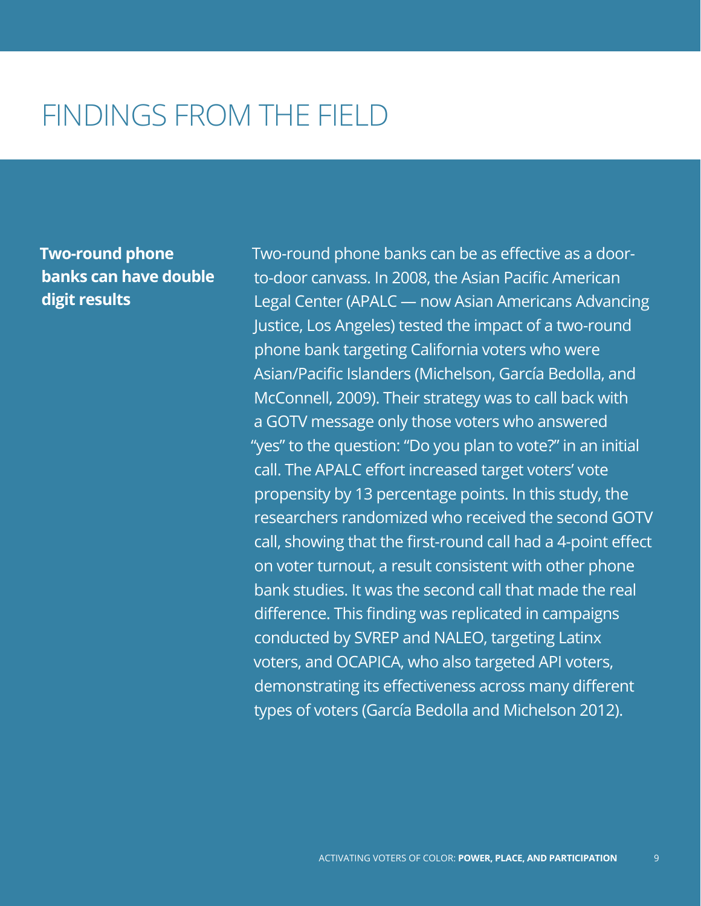# FINDINGS FROM THE FIELD

**Two-round phone banks can have double digit results**

Two-round phone banks can be as effective as a door-to-door canvass. In 2008, the Asian Pacific American Legal Center (APALC — now Asian Americans Advancing Justice, Los Angeles) tested the impact of a two-round phone bank targeting California voters who were Asian/Pacific Islanders (Michelson, García Bedolla, and McConnell, 2009). Their strategy was to call back with a GOTV message only those voters who answered "yes" to the question: "Do you plan to vote?" in an initial call. The APALC effort increased target voters' vote propensity by 13 percentage points. In this study, the researchers randomized who received the second GOTV call, showing that the first-round call had a 4-point effect on voter turnout, a result consistent with other phone bank studies. It was the second call that made the real difference. This finding was replicated in campaigns conducted by SVREP and NALEO, targeting Latinx voters, and OCAPICA, who also targeted API voters, demonstrating its effectiveness across many different types of voters (García Bedolla and Michelson 2012).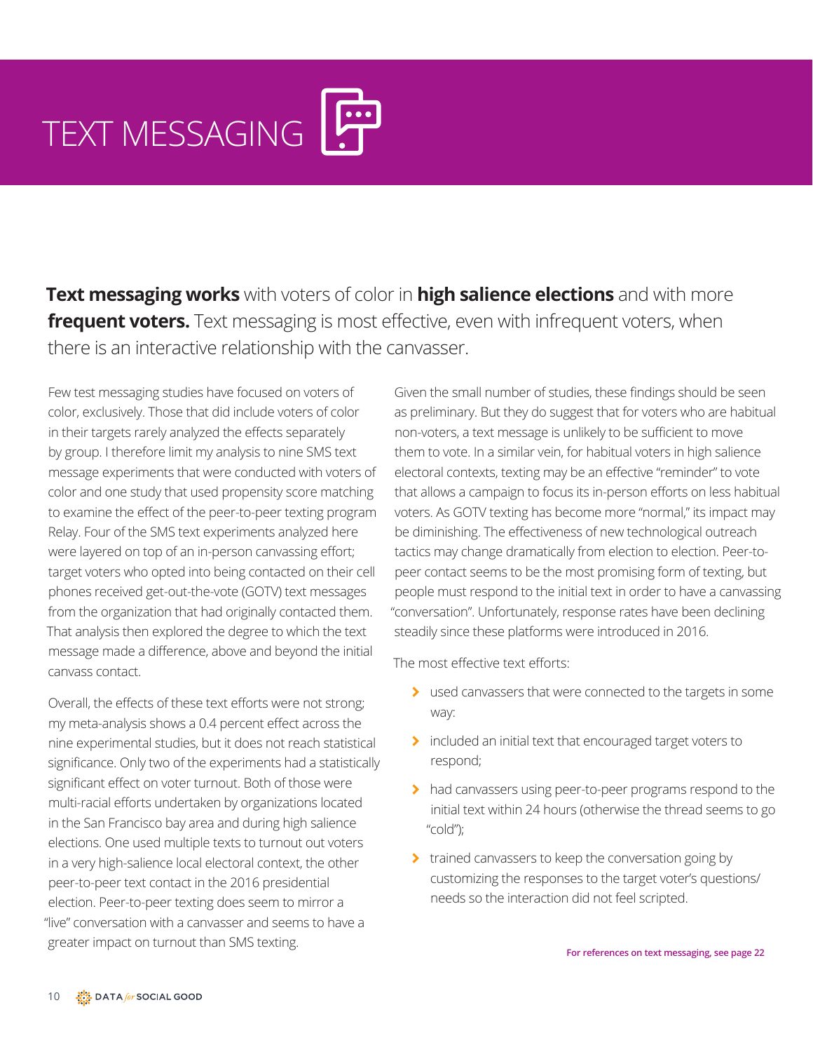# TEXT MESSAGING

**Text messaging works** with voters of color in **high salience elections** and with more **frequent voters.** Text messaging is most effective, even with infrequent voters, when there is an interactive relationship with the canvasser.

Few test messaging studies have focused on voters of color, exclusively. Those that did include voters of color in their targets rarely analyzed the effects separately by group. I therefore limit my analysis to nine SMS text message experiments that were conducted with voters of color and one study that used propensity score matching to examine the effect of the peer-to-peer texting program Relay. Four of the SMS text experiments analyzed here were layered on top of an in-person canvassing effort; target voters who opted into being contacted on their cell phones received get-out-the-vote (GOTV) text messages from the organization that had originally contacted them. That analysis then explored the degree to which the text message made a difference, above and beyond the initial canvass contact.

Overall, the effects of these text efforts were not strong; my meta-analysis shows a 0.4 percent effect across the nine experimental studies, but it does not reach statistical significance. Only two of the experiments had a statistically significant effect on voter turnout. Both of those were multi-racial efforts undertaken by organizations located in the San Francisco bay area and during high salience elections. One used multiple texts to turnout out voters in a very high-salience local electoral context, the other peer-to-peer text contact in the 2016 presidential election. Peer-to-peer texting does seem to mirror a "live" conversation with a canvasser and seems to have a greater impact on turnout than SMS texting.

Given the small number of studies, these findings should be seen as preliminary. But they do suggest that for voters who are habitual non-voters, a text message is unlikely to be sufficient to move them to vote. In a similar vein, for habitual voters in high salience electoral contexts, texting may be an effective "reminder" to vote that allows a campaign to focus its in-person efforts on less habitual voters. As GOTV texting has become more "normal," its impact may be diminishing. The effectiveness of new technological outreach tactics may change dramatically from election to election. Peer-to-peer contact seems to be the most promising form of texting, but people must respond to the initial text in order to have a canvassing "conversation". Unfortunately, response rates have been declining steadily since these platforms were introduced in 2016.

The most effective text efforts:

- used canvassers that were connected to the targets in some way:
- included an initial text that encouraged target voters to respond;
- had canvassers using peer-to-peer programs respond to the initial text within 24 hours (otherwise the thread seems to go "cold");
- trained canvassers to keep the conversation going by customizing the responses to the target voter's questions/needs so the interaction did not feel scripted.

**For references on text messaging, see page 22**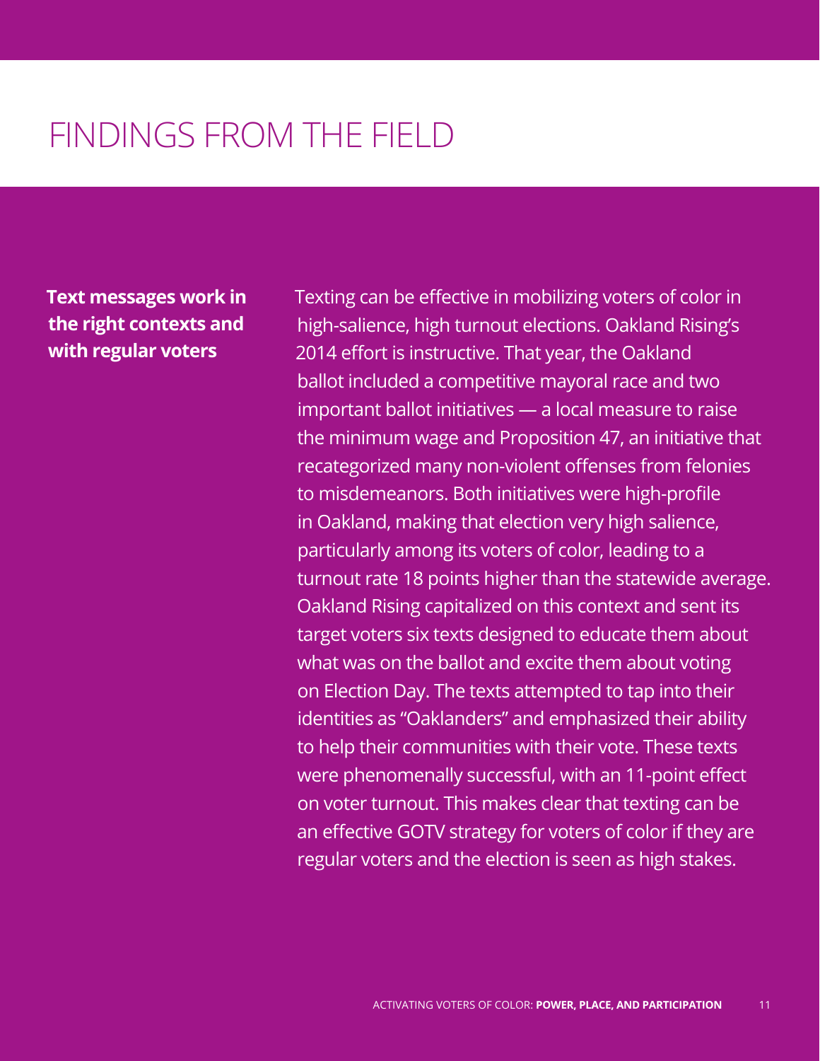# FINDINGS FROM THE FIELD

**Text messages work in the right contexts and with regular voters**

Texting can be effective in mobilizing voters of color in high-salience, high turnout elections. Oakland Rising's 2014 effort is instructive. That year, the Oakland ballot included a competitive mayoral race and two important ballot initiatives — a local measure to raise the minimum wage and Proposition 47, an initiative that recategorized many non-violent offenses from felonies to misdemeanors. Both initiatives were high-profile in Oakland, making that election very high salience, particularly among its voters of color, leading to a turnout rate 18 points higher than the statewide average. Oakland Rising capitalized on this context and sent its target voters six texts designed to educate them about what was on the ballot and excite them about voting on Election Day. The texts attempted to tap into their identities as "Oaklanders" and emphasized their ability to help their communities with their vote. These texts were phenomenally successful, with an 11-point effect on voter turnout. This makes clear that texting can be an effective GOTV strategy for voters of color if they are regular voters and the election is seen as high stakes.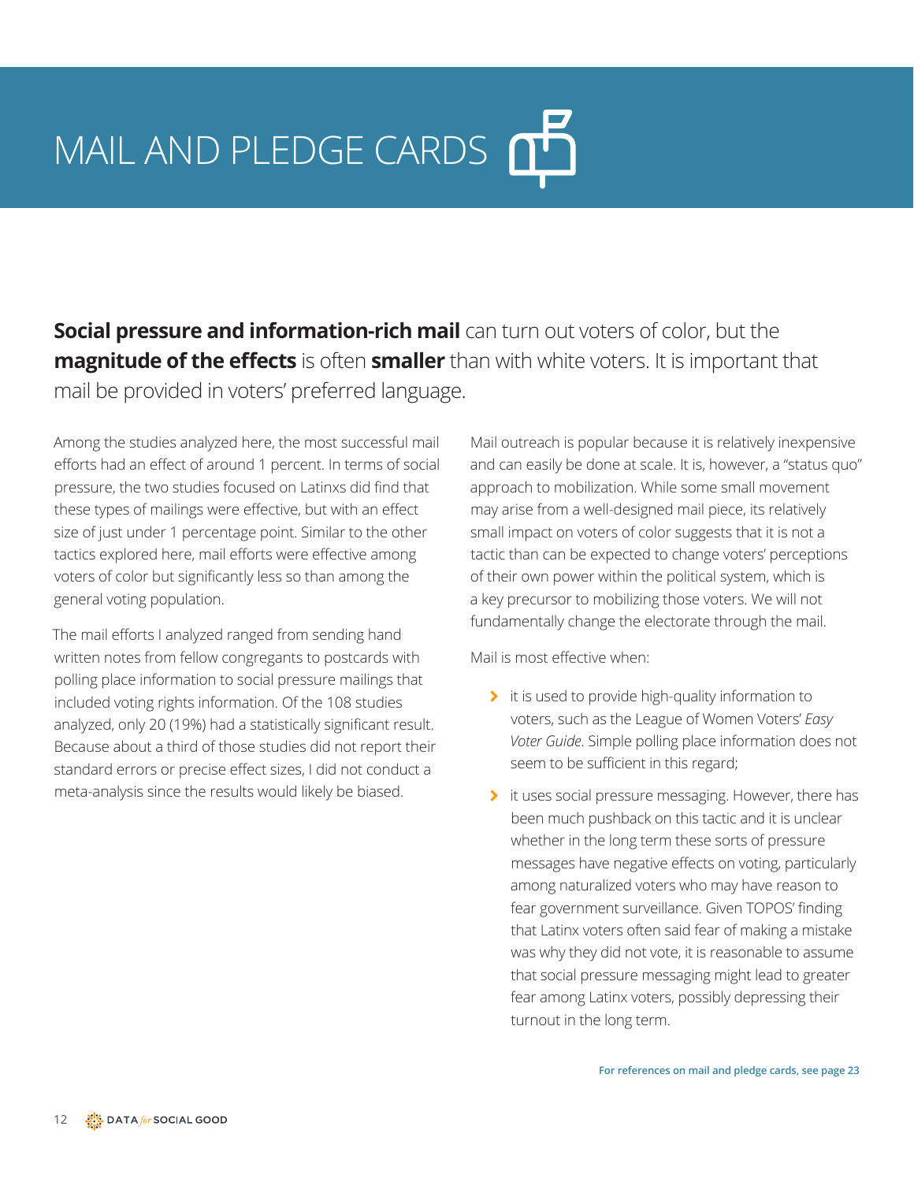# MAIL AND PLEDGE CARDS

**Social pressure and information-rich mail** can turn out voters of color, but the **magnitude of the effects** is often **smaller** than with white voters. It is important that mail be provided in voters' preferred language.

Among the studies analyzed here, the most successful mail efforts had an effect of around 1 percent. In terms of social pressure, the two studies focused on Latinxs did find that these types of mailings were effective, but with an effect size of just under 1 percentage point. Similar to the other tactics explored here, mail efforts were effective among voters of color but significantly less so than among the general voting population.

The mail efforts I analyzed ranged from sending hand written notes from fellow congregants to postcards with polling place information to social pressure mailings that included voting rights information. Of the 108 studies analyzed, only 20 (19%) had a statistically significant result. Because about a third of those studies did not report their standard errors or precise effect sizes, I did not conduct a meta-analysis since the results would likely be biased.

Mail outreach is popular because it is relatively inexpensive and can easily be done at scale. It is, however, a "status quo" approach to mobilization. While some small movement may arise from a well-designed mail piece, its relatively small impact on voters of color suggests that it is not a tactic than can be expected to change voters' perceptions of their own power within the political system, which is a key precursor to mobilizing those voters. We will not fundamentally change the electorate through the mail.

Mail is most effective when:

- it is used to provide high-quality information to voters, such as the League of Women Voters' *Easy Voter Guide*. Simple polling place information does not seem to be sufficient in this regard;
- it uses social pressure messaging. However, there has been much pushback on this tactic and it is unclear whether in the long term these sorts of pressure messages have negative effects on voting, particularly among naturalized voters who may have reason to fear government surveillance. Given TOPOS' finding that Latinx voters often said fear of making a mistake was why they did not vote, it is reasonable to assume that social pressure messaging might lead to greater fear among Latinx voters, possibly depressing their turnout in the long term.

For references on mail and pledge cards, see page 23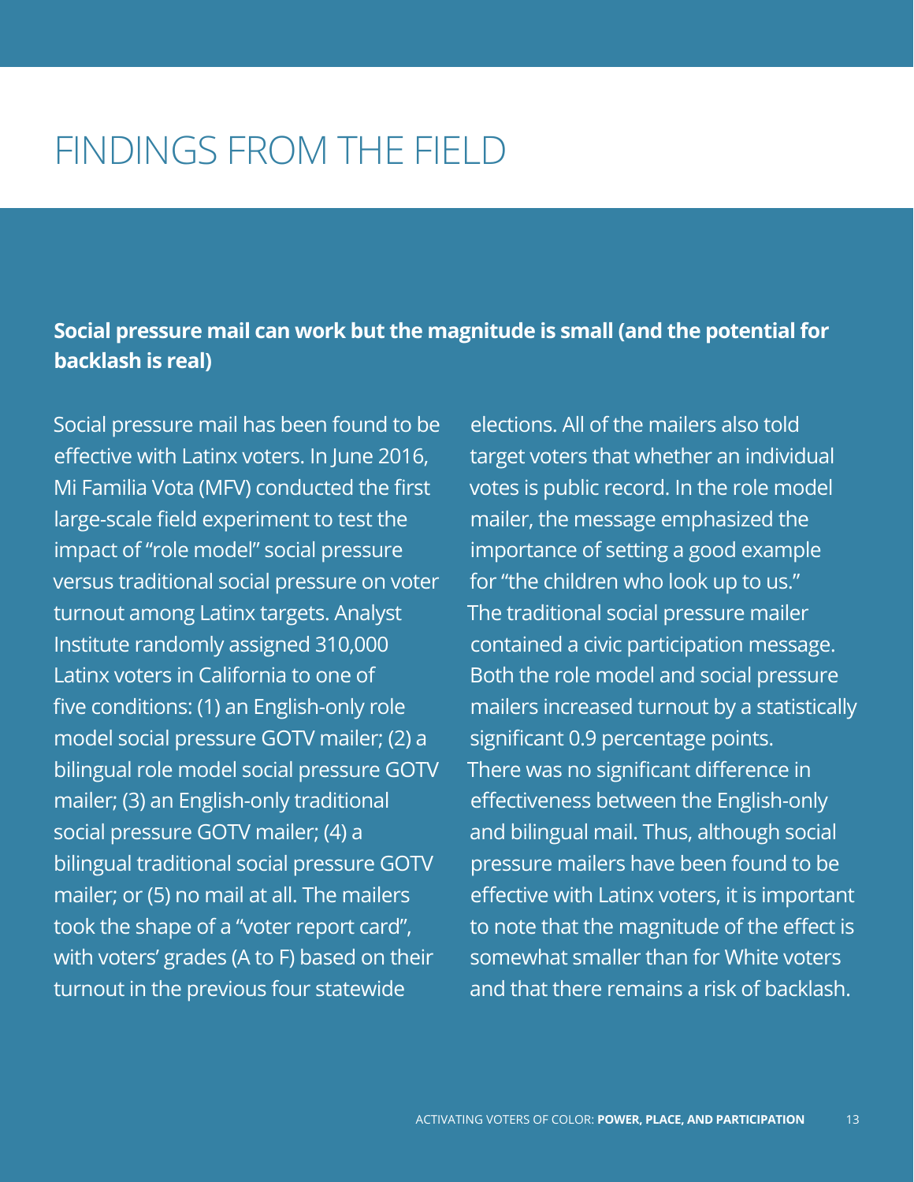# FINDINGS FROM THE FIELD

**Social pressure mail can work but the magnitude is small (and the potential for backlash is real)**

Social pressure mail has been found to be effective with Latinx voters. In June 2016, Mi Familia Vota (MFV) conducted the first large-scale field experiment to test the impact of "role model" social pressure versus traditional social pressure on voter turnout among Latinx targets. Analyst Institute randomly assigned 310,000 Latinx voters in California to one of five conditions: (1) an English-only role model social pressure GOTV mailer; (2) a bilingual role model social pressure GOTV mailer; (3) an English-only traditional social pressure GOTV mailer; (4) a bilingual traditional social pressure GOTV mailer; or (5) no mail at all. The mailers took the shape of a "voter report card", with voters' grades (A to F) based on their turnout in the previous four statewide elections. All of the mailers also told target voters that whether an individual votes is public record. In the role model mailer, the message emphasized the importance of setting a good example for "the children who look up to us." The traditional social pressure mailer contained a civic participation message. Both the role model and social pressure mailers increased turnout by a statistically significant 0.9 percentage points. There was no significant difference in effectiveness between the English-only and bilingual mail. Thus, although social pressure mailers have been found to be effective with Latinx voters, it is important to note that the magnitude of the effect is somewhat smaller than for White voters and that there remains a risk of backlash.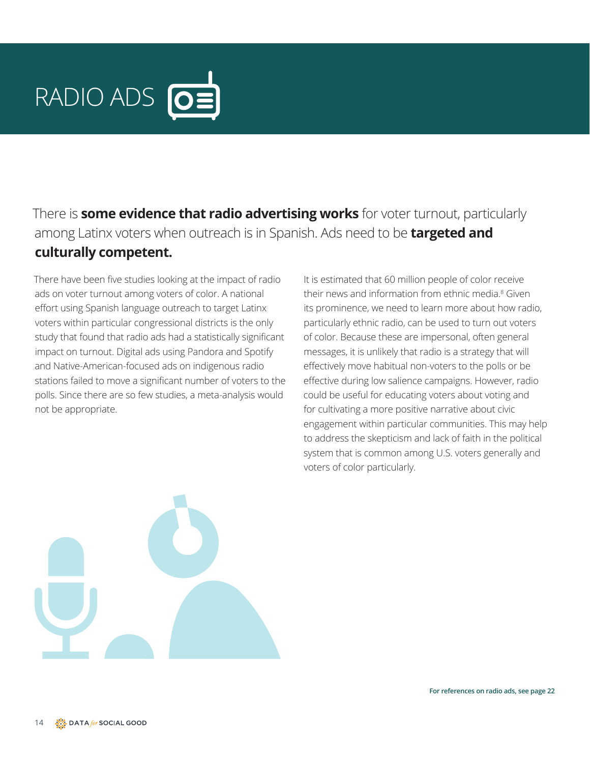# RADIO ADS

There is **some evidence that radio advertising works** for voter turnout, particularly among Latinx voters when outreach is in Spanish. Ads need to be **targeted and culturally competent.**

There have been five studies looking at the impact of radio ads on voter turnout among voters of color. A national effort using Spanish language outreach to target Latinx voters within particular congressional districts is the only study that found that radio ads had a statistically significant impact on turnout. Digital ads using Pandora and Spotify and Native-American-focused ads on indigenous radio stations failed to move a significant number of voters to the polls. Since there are so few studies, a meta-analysis would not be appropriate.

It is estimated that 60 million people of color receive their news and information from ethnic media.[8] Given its prominence, we need to learn more about how radio, particularly ethnic radio, can be used to turn out voters of color. Because these are impersonal, often general messages, it is unlikely that radio is a strategy that will effectively move habitual non-voters to the polls or be effective during low salience campaigns. However, radio could be useful for educating voters about voting and for cultivating a more positive narrative about civic engagement within particular communities. This may help to address the skepticism and lack of faith in the political system that is common among U.S. voters generally and voters of color particularly.

**For references on radio ads, see page 22**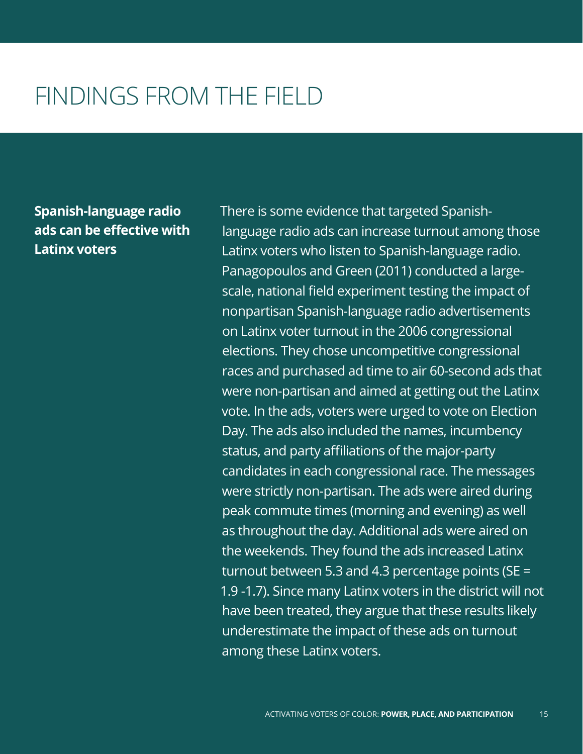# FINDINGS FROM THE FIELD

**Spanish-language radio ads can be effective with Latinx voters**

There is some evidence that targeted Spanish-language radio ads can increase turnout among those Latinx voters who listen to Spanish-language radio. Panagopoulos and Green (2011) conducted a large-scale, national field experiment testing the impact of nonpartisan Spanish-language radio advertisements on Latinx voter turnout in the 2006 congressional elections. They chose uncompetitive congressional races and purchased ad time to air 60-second ads that were non-partisan and aimed at getting out the Latinx vote. In the ads, voters were urged to vote on Election Day. The ads also included the names, incumbency status, and party affiliations of the major-party candidates in each congressional race. The messages were strictly non-partisan. The ads were aired during peak commute times (morning and evening) as well as throughout the day. Additional ads were aired on the weekends. They found the ads increased Latinx turnout between 5.3 and 4.3 percentage points (SE = 1.9 -1.7). Since many Latinx voters in the district will not have been treated, they argue that these results likely underestimate the impact of these ads on turnout among these Latinx voters.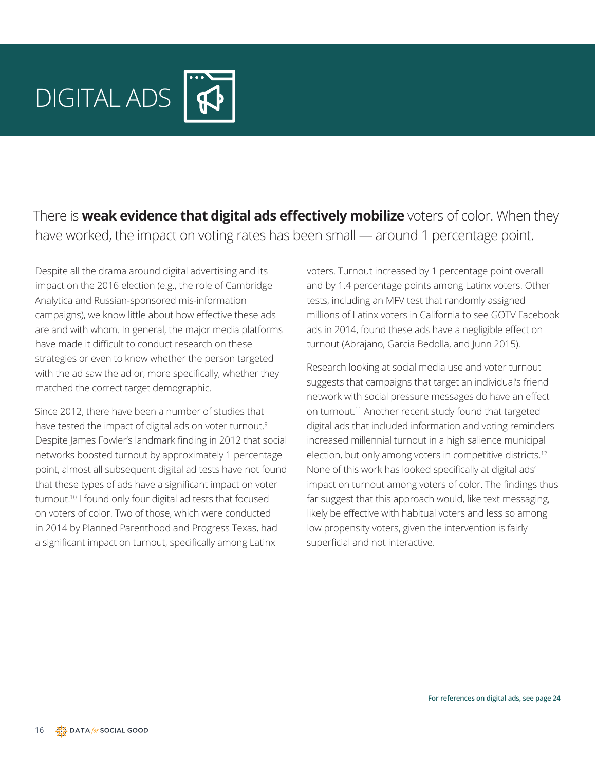# DIGITAL ADS

There is **weak evidence that digital ads effectively mobilize** voters of color. When they have worked, the impact on voting rates has been small — around 1 percentage point.

Despite all the drama around digital advertising and its impact on the 2016 election (e.g., the role of Cambridge Analytica and Russian-sponsored mis-information campaigns), we know little about how effective these ads are and with whom. In general, the major media platforms have made it difficult to conduct research on these strategies or even to know whether the person targeted with the ad saw the ad or, more specifically, whether they matched the correct target demographic.

Since 2012, there have been a number of studies that have tested the impact of digital ads on voter turnout.[9] Despite James Fowler's landmark finding in 2012 that social networks boosted turnout by approximately 1 percentage point, almost all subsequent digital ad tests have not found that these types of ads have a significant impact on voter turnout.[10] I found only four digital ad tests that focused on voters of color. Two of those, which were conducted in 2014 by Planned Parenthood and Progress Texas, had a significant impact on turnout, specifically among Latinx voters. Turnout increased by 1 percentage point overall and by 1.4 percentage points among Latinx voters. Other tests, including an MFV test that randomly assigned millions of Latinx voters in California to see GOTV Facebook ads in 2014, found these ads have a negligible effect on turnout (Abrajano, Garcia Bedolla, and Junn 2015).

Research looking at social media use and voter turnout suggests that campaigns that target an individual's friend network with social pressure messages do have an effect on turnout.[11] Another recent study found that targeted digital ads that included information and voting reminders increased millennial turnout in a high salience municipal election, but only among voters in competitive districts.[12] None of this work has looked specifically at digital ads' impact on turnout among voters of color. The findings thus far suggest that this approach would, like text messaging, likely be effective with habitual voters and less so among low propensity voters, given the intervention is fairly superficial and not interactive.

**For references on digital ads, see page 24**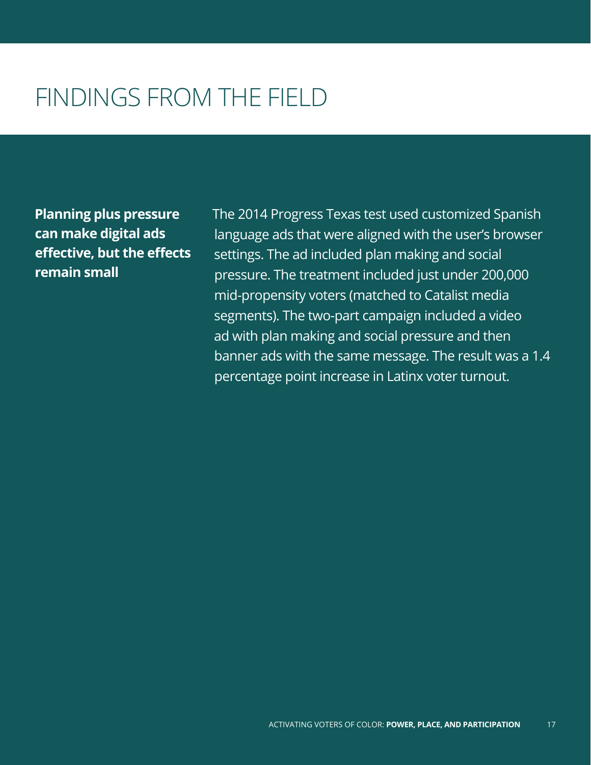# FINDINGS FROM THE FIELD

**Planning plus pressure can make digital ads effective, but the effects remain small**

The 2014 Progress Texas test used customized Spanish language ads that were aligned with the user's browser settings. The ad included plan making and social pressure. The treatment included just under 200,000 mid-propensity voters (matched to Catalist media segments). The two-part campaign included a video ad with plan making and social pressure and then banner ads with the same message. The result was a 1.4 percentage point increase in Latinx voter turnout.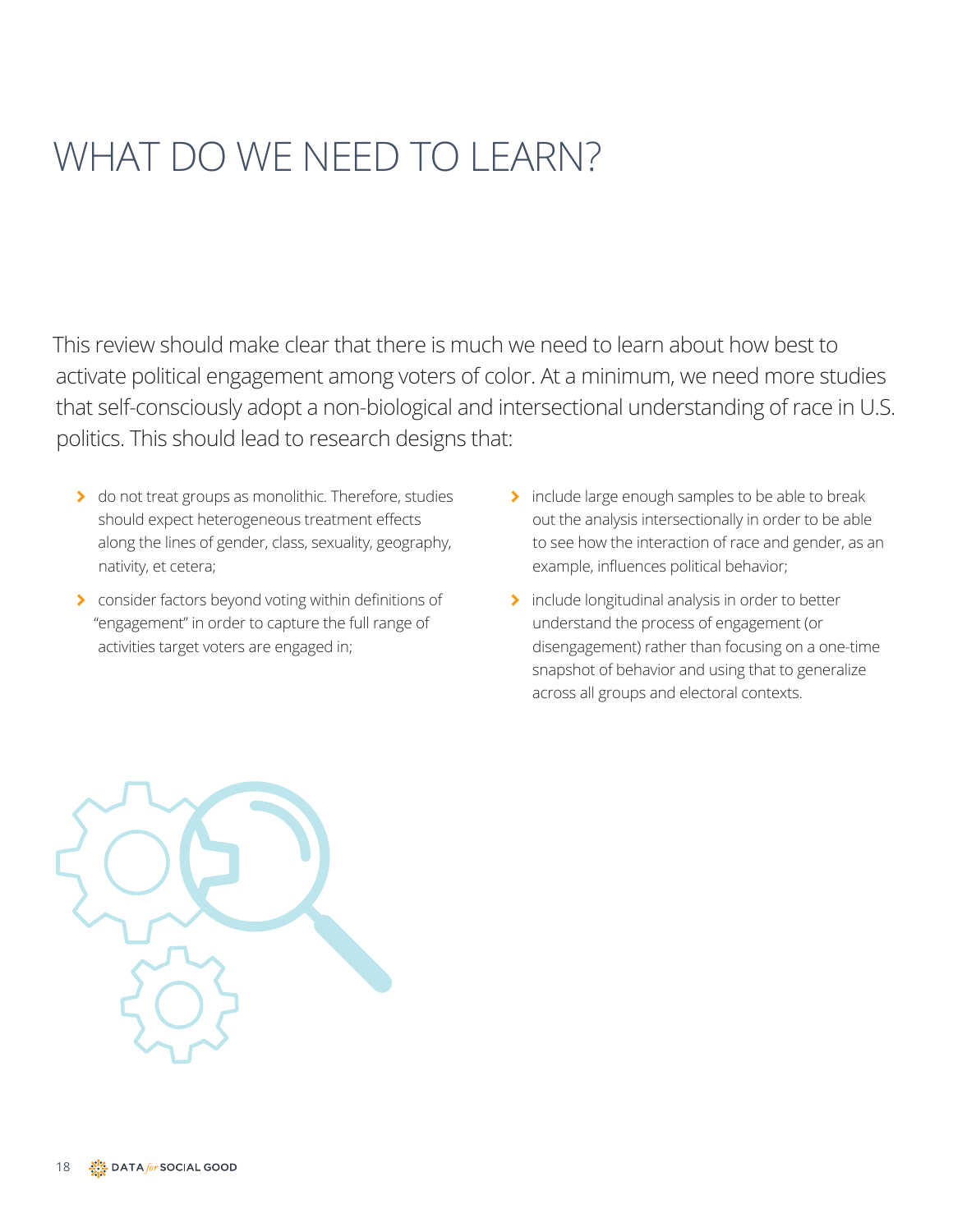# WHAT DO WE NEED TO LEARN?

This review should make clear that there is much we need to learn about how best to activate political engagement among voters of color. At a minimum, we need more studies that self-consciously adopt a non-biological and intersectional understanding of race in U.S. politics. This should lead to research designs that:

- do not treat groups as monolithic. Therefore, studies should expect heterogeneous treatment effects along the lines of gender, class, sexuality, geography, nativity, et cetera;
- consider factors beyond voting within definitions of "engagement" in order to capture the full range of activities target voters are engaged in;
- include large enough samples to be able to break out the analysis intersectionally in order to be able to see how the interaction of race and gender, as an example, influences political behavior;
- include longitudinal analysis in order to better understand the process of engagement (or disengagement) rather than focusing on a one-time snapshot of behavior and using that to generalize across all groups and electoral contexts.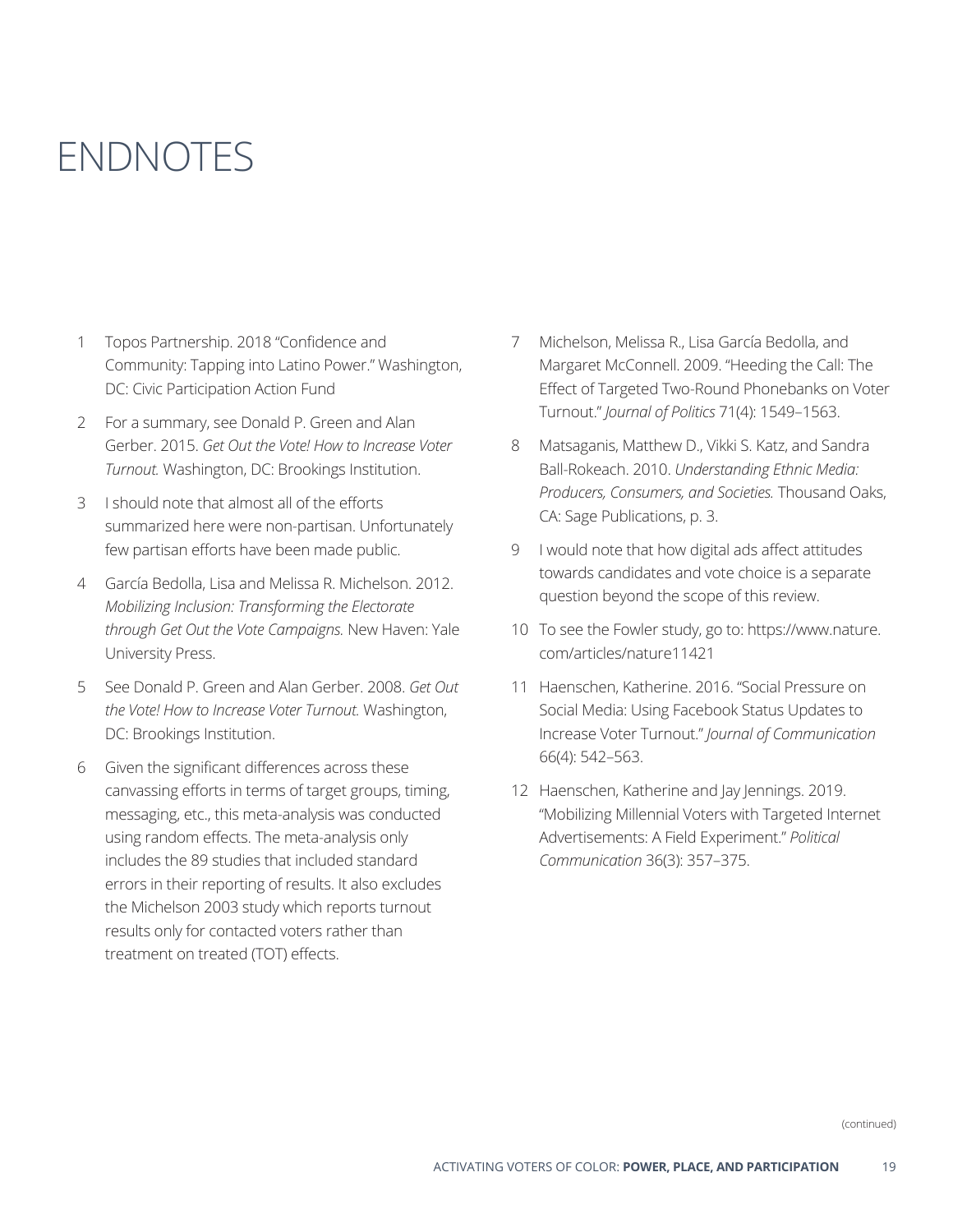# ENDNOTES

1. Topos Partnership. 2018 "Confidence and Community: Tapping into Latino Power." Washington, DC: Civic Participation Action Fund

2. For a summary, see Donald P. Green and Alan Gerber. 2015. *Get Out the Vote! How to Increase Voter Turnout.* Washington, DC: Brookings Institution.

3. I should note that almost all of the efforts summarized here were non-partisan. Unfortunately few partisan efforts have been made public.

4. García Bedolla, Lisa and Melissa R. Michelson. 2012. *Mobilizing Inclusion: Transforming the Electorate through Get Out the Vote Campaigns.* New Haven: Yale University Press.

5. See Donald P. Green and Alan Gerber. 2008. *Get Out the Vote! How to Increase Voter Turnout.* Washington, DC: Brookings Institution.

6. Given the significant differences across these canvassing efforts in terms of target groups, timing, messaging, etc., this meta-analysis was conducted using random effects. The meta-analysis only includes the 89 studies that included standard errors in their reporting of results. It also excludes the Michelson 2003 study which reports turnout results only for contacted voters rather than treatment on treated (TOT) effects.

7. Michelson, Melissa R., Lisa García Bedolla, and Margaret McConnell. 2009. "Heeding the Call: The Effect of Targeted Two-Round Phonebanks on Voter Turnout." *Journal of Politics* 71(4): 1549–1563.

8. Matsaganis, Matthew D., Vikki S. Katz, and Sandra Ball-Rokeach. 2010. *Understanding Ethnic Media: Producers, Consumers, and Societies.* Thousand Oaks, CA: Sage Publications, p. 3.

9. I would note that how digital ads affect attitudes towards candidates and vote choice is a separate question beyond the scope of this review.

10. To see the Fowler study, go to: https://www.nature.com/articles/nature11421

11. Haenschen, Katherine. 2016. "Social Pressure on Social Media: Using Facebook Status Updates to Increase Voter Turnout." *Journal of Communication* 66(4): 542–563.

12. Haenschen, Katherine and Jay Jennings. 2019. "Mobilizing Millennial Voters with Targeted Internet Advertisements: A Field Experiment." *Political Communication* 36(3): 357–375.

(continued)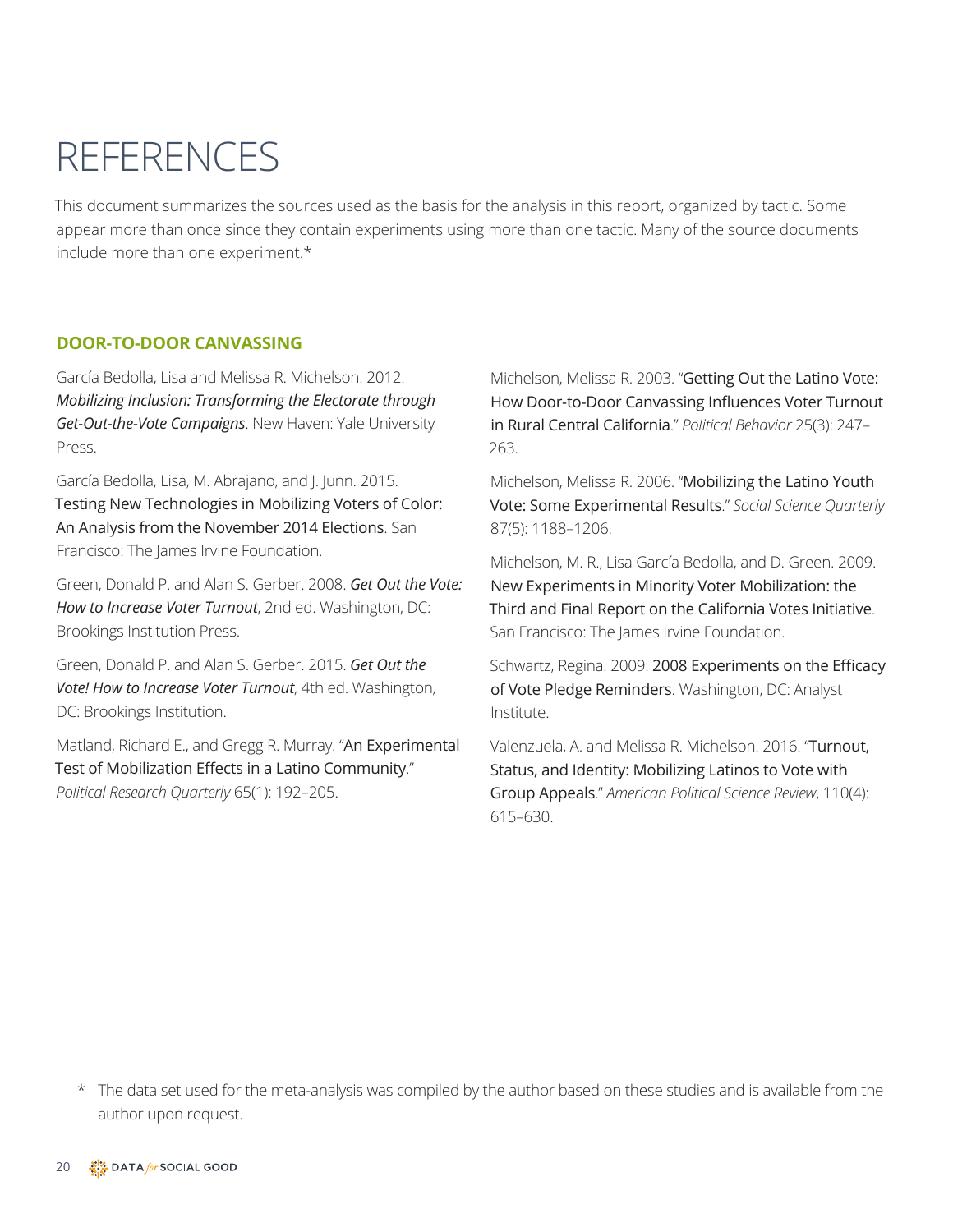# REFERENCES

This document summarizes the sources used as the basis for the analysis in this report, organized by tactic. Some appear more than once since they contain experiments using more than one tactic. Many of the source documents include more than one experiment.*

## DOOR-TO-DOOR CANVASSING

García Bedolla, Lisa and Melissa R. Michelson. 2012. ***Mobilizing Inclusion: Transforming the Electorate through Get-Out-the-Vote Campaigns***. New Haven: Yale University Press.

García Bedolla, Lisa, M. Abrajano, and J. Junn. 2015. Testing New Technologies in Mobilizing Voters of Color: An Analysis from the November 2014 Elections. San Francisco: The James Irvine Foundation.

Green, Donald P. and Alan S. Gerber. 2008. ***Get Out the Vote: How to Increase Voter Turnout***, 2nd ed. Washington, DC: Brookings Institution Press.

Green, Donald P. and Alan S. Gerber. 2015. ***Get Out the Vote! How to Increase Voter Turnout***, 4th ed. Washington, DC: Brookings Institution.

Matland, Richard E., and Gregg R. Murray. "An Experimental Test of Mobilization Effects in a Latino Community." *Political Research Quarterly* 65(1): 192–205.

Michelson, Melissa R. 2003. "Getting Out the Latino Vote: How Door-to-Door Canvassing Influences Voter Turnout in Rural Central California." *Political Behavior* 25(3): 247–263.

Michelson, Melissa R. 2006. "Mobilizing the Latino Youth Vote: Some Experimental Results." *Social Science Quarterly* 87(5): 1188–1206.

Michelson, M. R., Lisa García Bedolla, and D. Green. 2009. New Experiments in Minority Voter Mobilization: the Third and Final Report on the California Votes Initiative. San Francisco: The James Irvine Foundation.

Schwartz, Regina. 2009. 2008 Experiments on the Efficacy of Vote Pledge Reminders. Washington, DC: Analyst Institute.

Valenzuela, A. and Melissa R. Michelson. 2016. "Turnout, Status, and Identity: Mobilizing Latinos to Vote with Group Appeals." *American Political Science Review*, 110(4): 615–630.

* The data set used for the meta-analysis was compiled by the author based on these studies and is available from the author upon request.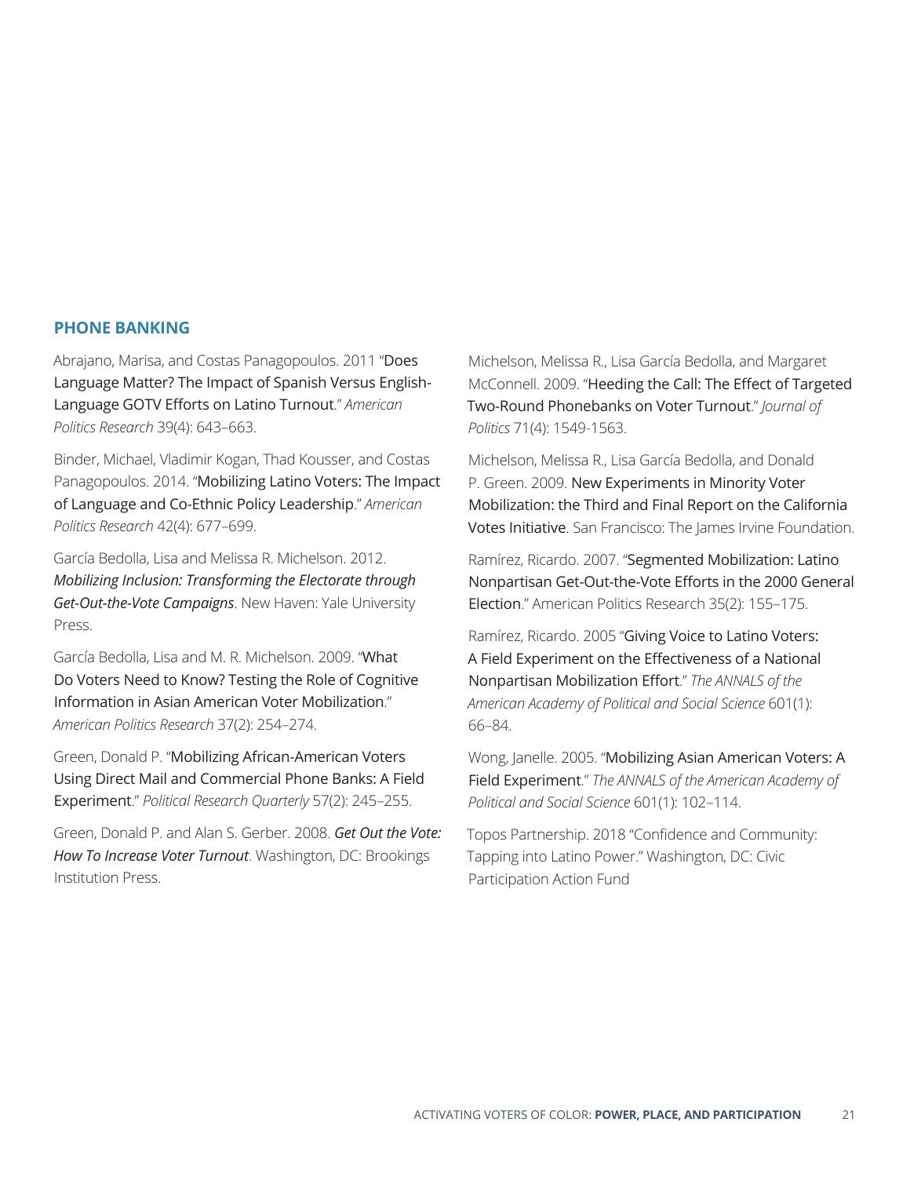## PHONE BANKING

Abrajano, Marisa, and Costas Panagopoulos. 2011 "Does Language Matter? The Impact of Spanish Versus English-Language GOTV Efforts on Latino Turnout." *American Politics Research* 39(4): 643–663.

Binder, Michael, Vladimir Kogan, Thad Kousser, and Costas Panagopoulos. 2014. "Mobilizing Latino Voters: The Impact of Language and Co-Ethnic Policy Leadership." *American Politics Research* 42(4): 677–699.

García Bedolla, Lisa and Melissa R. Michelson. 2012. ***Mobilizing Inclusion: Transforming the Electorate through Get-Out-the-Vote Campaigns***. New Haven: Yale University Press.

García Bedolla, Lisa and M. R. Michelson. 2009. "What Do Voters Need to Know? Testing the Role of Cognitive Information in Asian American Voter Mobilization." *American Politics Research* 37(2): 254–274.

Green, Donald P. "Mobilizing African-American Voters Using Direct Mail and Commercial Phone Banks: A Field Experiment." *Political Research Quarterly* 57(2): 245–255.

Green, Donald P. and Alan S. Gerber. 2008. ***Get Out the Vote: How To Increase Voter Turnout***. Washington, DC: Brookings Institution Press.

Michelson, Melissa R., Lisa García Bedolla, and Margaret McConnell. 2009. "Heeding the Call: The Effect of Targeted Two-Round Phonebanks on Voter Turnout." *Journal of Politics* 71(4): 1549-1563.

Michelson, Melissa R., Lisa García Bedolla, and Donald P. Green. 2009. New Experiments in Minority Voter Mobilization: the Third and Final Report on the California Votes Initiative. San Francisco: The James Irvine Foundation.

Ramírez, Ricardo. 2007. "Segmented Mobilization: Latino Nonpartisan Get-Out-the-Vote Efforts in the 2000 General Election." American Politics Research 35(2): 155–175.

Ramírez, Ricardo. 2005 "Giving Voice to Latino Voters: A Field Experiment on the Effectiveness of a National Nonpartisan Mobilization Effort." *The ANNALS of the American Academy of Political and Social Science* 601(1): 66–84.

Wong, Janelle. 2005. "Mobilizing Asian American Voters: A Field Experiment." *The ANNALS of the American Academy of Political and Social Science* 601(1): 102–114.

Topos Partnership. 2018 "Confidence and Community: Tapping into Latino Power." Washington, DC: Civic Participation Action Fund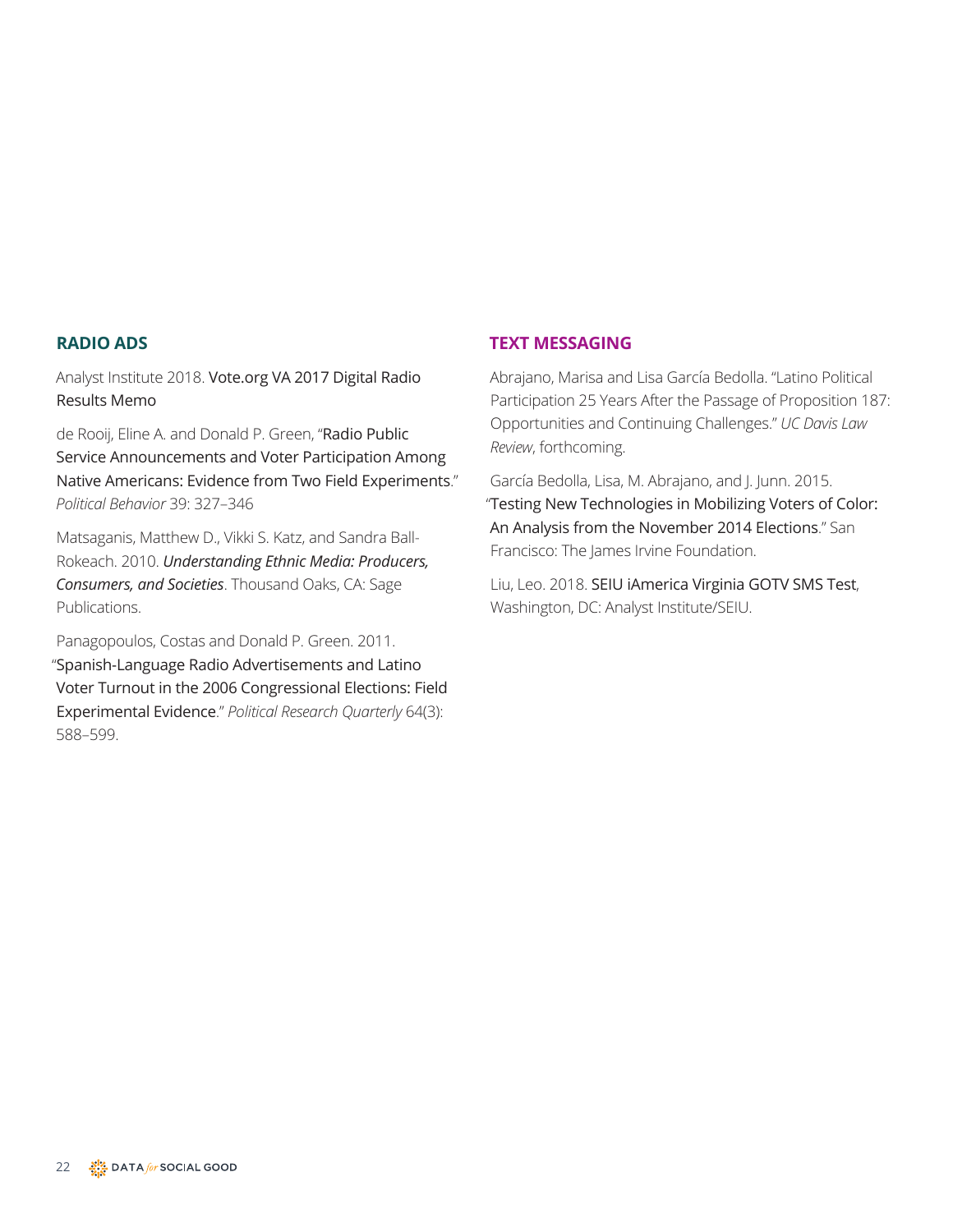## RADIO ADS

Analyst Institute 2018. Vote.org VA 2017 Digital Radio Results Memo

de Rooij, Eline A. and Donald P. Green, "Radio Public Service Announcements and Voter Participation Among Native Americans: Evidence from Two Field Experiments." *Political Behavior* 39: 327–346

Matsaganis, Matthew D., Vikki S. Katz, and Sandra Ball-Rokeach. 2010. ***Understanding Ethnic Media: Producers, Consumers, and Societies***. Thousand Oaks, CA: Sage Publications.

Panagopoulos, Costas and Donald P. Green. 2011. "Spanish-Language Radio Advertisements and Latino Voter Turnout in the 2006 Congressional Elections: Field Experimental Evidence." *Political Research Quarterly* 64(3): 588–599.

## TEXT MESSAGING

Abrajano, Marisa and Lisa García Bedolla. "Latino Political Participation 25 Years After the Passage of Proposition 187: Opportunities and Continuing Challenges." *UC Davis Law Review*, forthcoming.

García Bedolla, Lisa, M. Abrajano, and J. Junn. 2015. "Testing New Technologies in Mobilizing Voters of Color: An Analysis from the November 2014 Elections." San Francisco: The James Irvine Foundation.

Liu, Leo. 2018. SEIU iAmerica Virginia GOTV SMS Test, Washington, DC: Analyst Institute/SEIU.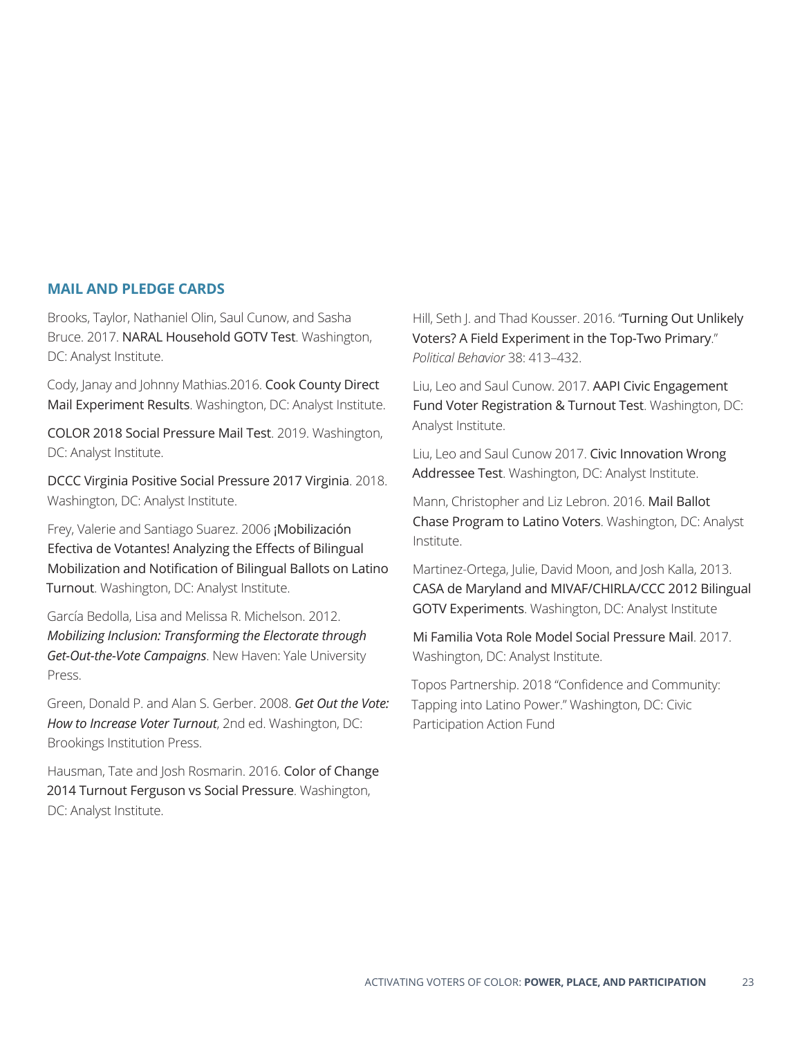## MAIL AND PLEDGE CARDS

Brooks, Taylor, Nathaniel Olin, Saul Cunow, and Sasha Bruce. 2017. NARAL Household GOTV Test. Washington, DC: Analyst Institute.

Cody, Janay and Johnny Mathias.2016. Cook County Direct Mail Experiment Results. Washington, DC: Analyst Institute.

COLOR 2018 Social Pressure Mail Test. 2019. Washington, DC: Analyst Institute.

DCCC Virginia Positive Social Pressure 2017 Virginia. 2018. Washington, DC: Analyst Institute.

Frey, Valerie and Santiago Suarez. 2006 ¡Mobilización Efectiva de Votantes! Analyzing the Effects of Bilingual Mobilization and Notification of Bilingual Ballots on Latino Turnout. Washington, DC: Analyst Institute.

García Bedolla, Lisa and Melissa R. Michelson. 2012. *Mobilizing Inclusion: Transforming the Electorate through Get-Out-the-Vote Campaigns*. New Haven: Yale University Press.

Green, Donald P. and Alan S. Gerber. 2008. *Get Out the Vote: How to Increase Voter Turnout*, 2nd ed. Washington, DC: Brookings Institution Press.

Hausman, Tate and Josh Rosmarin. 2016. Color of Change 2014 Turnout Ferguson vs Social Pressure. Washington, DC: Analyst Institute.

Hill, Seth J. and Thad Kousser. 2016. "Turning Out Unlikely Voters? A Field Experiment in the Top-Two Primary." *Political Behavior* 38: 413–432.

Liu, Leo and Saul Cunow. 2017. AAPI Civic Engagement Fund Voter Registration & Turnout Test. Washington, DC: Analyst Institute.

Liu, Leo and Saul Cunow 2017. Civic Innovation Wrong Addressee Test. Washington, DC: Analyst Institute.

Mann, Christopher and Liz Lebron. 2016. Mail Ballot Chase Program to Latino Voters. Washington, DC: Analyst Institute.

Martinez-Ortega, Julie, David Moon, and Josh Kalla, 2013. CASA de Maryland and MIVAF/CHIRLA/CCC 2012 Bilingual GOTV Experiments. Washington, DC: Analyst Institute

Mi Familia Vota Role Model Social Pressure Mail. 2017. Washington, DC: Analyst Institute.

Topos Partnership. 2018 "Confidence and Community: Tapping into Latino Power." Washington, DC: Civic Participation Action Fund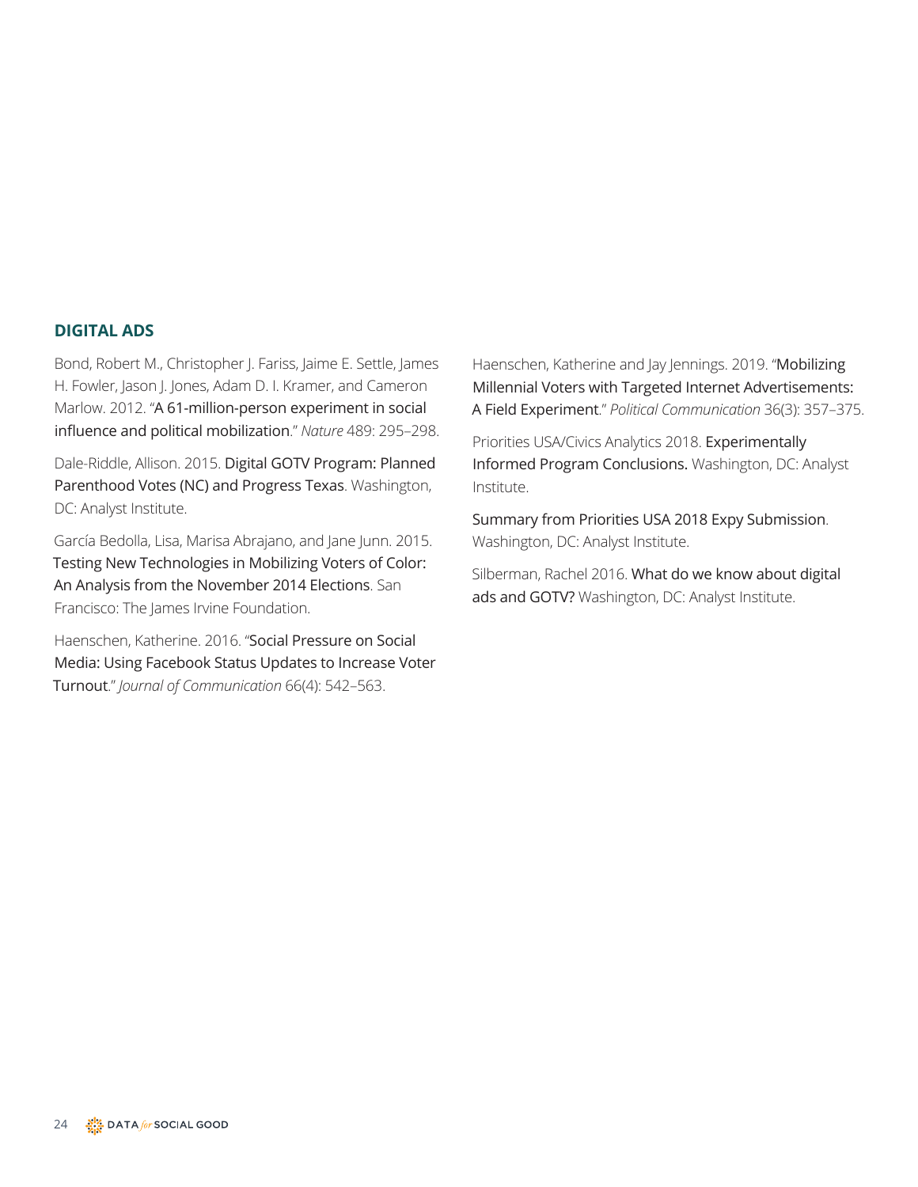## DIGITAL ADS

Bond, Robert M., Christopher J. Fariss, Jaime E. Settle, James H. Fowler, Jason J. Jones, Adam D. I. Kramer, and Cameron Marlow. 2012. "A 61-million-person experiment in social influence and political mobilization." *Nature* 489: 295–298.

Dale-Riddle, Allison. 2015. Digital GOTV Program: Planned Parenthood Votes (NC) and Progress Texas. Washington, DC: Analyst Institute.

García Bedolla, Lisa, Marisa Abrajano, and Jane Junn. 2015. Testing New Technologies in Mobilizing Voters of Color: An Analysis from the November 2014 Elections. San Francisco: The James Irvine Foundation.

Haenschen, Katherine. 2016. "Social Pressure on Social Media: Using Facebook Status Updates to Increase Voter Turnout." *Journal of Communication* 66(4): 542–563.

Haenschen, Katherine and Jay Jennings. 2019. "Mobilizing Millennial Voters with Targeted Internet Advertisements: A Field Experiment." *Political Communication* 36(3): 357–375.

Priorities USA/Civics Analytics 2018. Experimentally Informed Program Conclusions. Washington, DC: Analyst Institute.

Summary from Priorities USA 2018 Expy Submission. Washington, DC: Analyst Institute.

Silberman, Rachel 2016. What do we know about digital ads and GOTV? Washington, DC: Analyst Institute.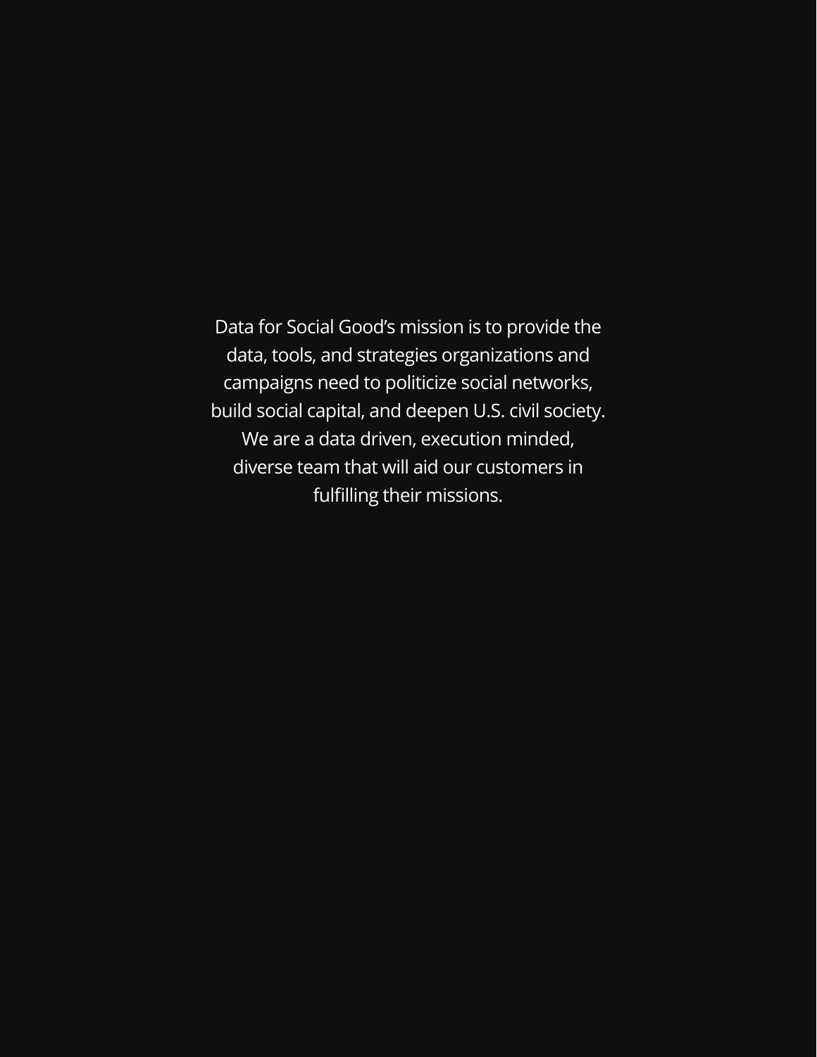Data for Social Good’s mission is to provide the data, tools, and strategies organizations and campaigns need to politicize social networks, build social capital, and deepen U.S. civil society. We are a data driven, execution minded, diverse team that will aid our customers in fulfilling their missions.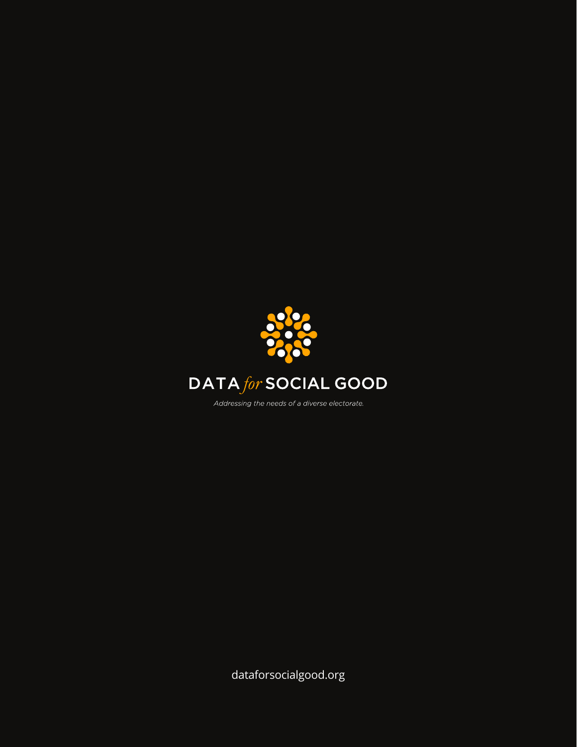DATA *for* SOCIAL GOOD

*Addressing the needs of a diverse electorate.*

dataforsocialgood.org